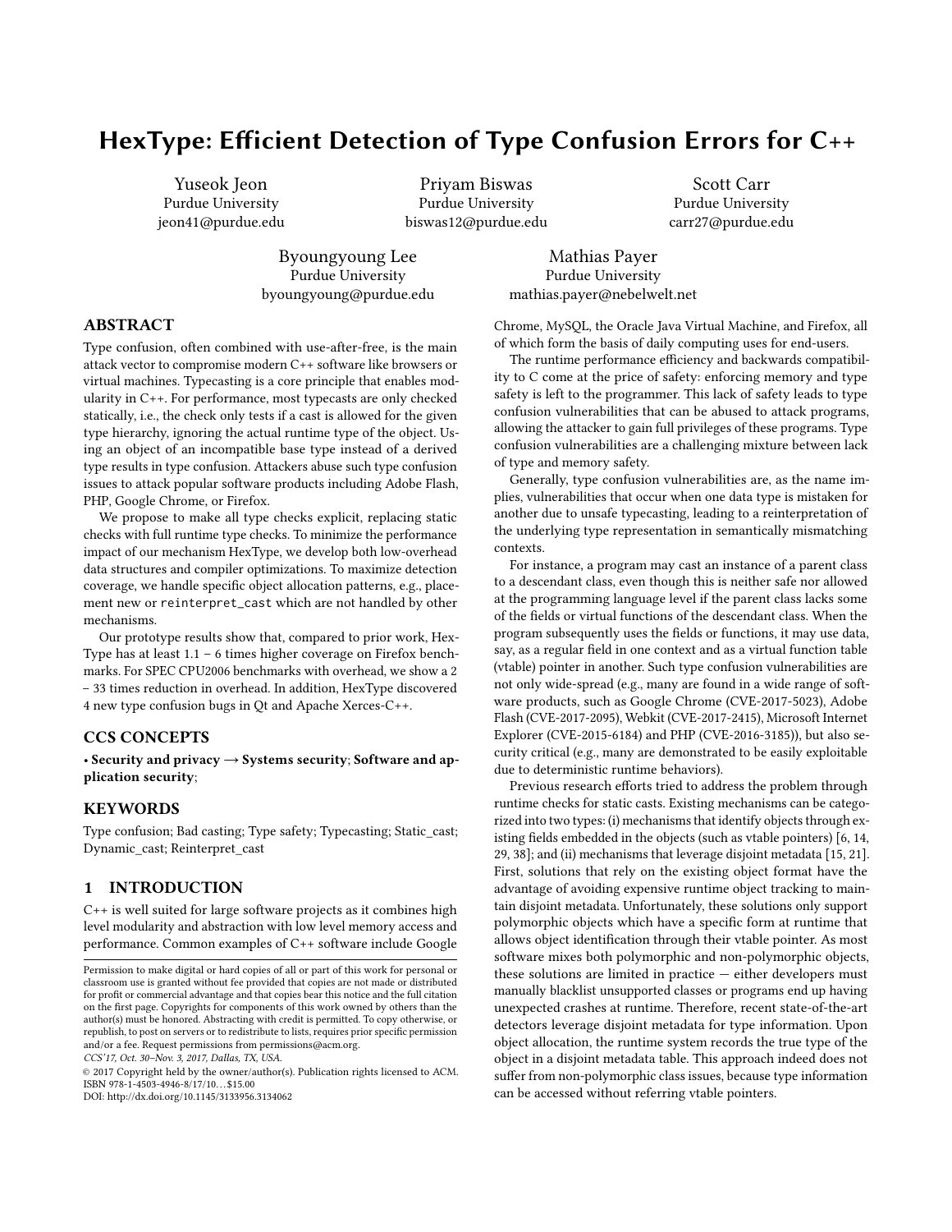# HexType: Efficient Detection of Type Confusion Errors for C++

Yuseok Jeon
Purdue University
jeon41@purdue.edu

Priyam Biswas
Purdue University
biswas12@purdue.edu

Scott Carr
Purdue University
carr27@purdue.edu

Byoungyoung Lee
Purdue University
byoungyoung@purdue.edu

Mathias Payer
Purdue University
mathias.payer@nebelwelt.net

## ABSTRACT

Type confusion, often combined with use-after-free, is the main attack vector to compromise modern C++ software like browsers or virtual machines. Typecasting is a core principle that enables modularity in C++. For performance, most typecasts are only checked statically, i.e., the check only tests if a cast is allowed for the given type hierarchy, ignoring the actual runtime type of the object. Using an object of an incompatible base type instead of a derived type results in type confusion. Attackers abuse such type confusion issues to attack popular software products including Adobe Flash, PHP, Google Chrome, or Firefox.

We propose to make all type checks explicit, replacing static checks with full runtime type checks. To minimize the performance impact of our mechanism HexType, we develop both low-overhead data structures and compiler optimizations. To maximize detection coverage, we handle specific object allocation patterns, e.g., placement new or `reinterpret_cast` which are not handled by other mechanisms.

Our prototype results show that, compared to prior work, HexType has at least 1.1 – 6 times higher coverage on Firefox benchmarks. For SPEC CPU2006 benchmarks with overhead, we show a 2 – 33 times reduction in overhead. In addition, HexType discovered 4 new type confusion bugs in Qt and Apache Xerces-C++.

## CCS CONCEPTS

• **Security and privacy** → **Systems security**; **Software and application security**;

## KEYWORDS

Type confusion; Bad casting; Type safety; Typecasting; Static_cast; Dynamic_cast; Reinterpret_cast

## 1 INTRODUCTION

C++ is well suited for large software projects as it combines high level modularity and abstraction with low level memory access and performance. Common examples of C++ software include Google Chrome, MySQL, the Oracle Java Virtual Machine, and Firefox, all of which form the basis of daily computing uses for end-users.

The runtime performance efficiency and backwards compatibility to C come at the price of safety: enforcing memory and type safety is left to the programmer. This lack of safety leads to type confusion vulnerabilities that can be abused to attack programs, allowing the attacker to gain full privileges of these programs. Type confusion vulnerabilities are a challenging mixture between lack of type and memory safety.

Generally, type confusion vulnerabilities are, as the name implies, vulnerabilities that occur when one data type is mistaken for another due to unsafe typecasting, leading to a reinterpretation of the underlying type representation in semantically mismatching contexts.

For instance, a program may cast an instance of a parent class to a descendant class, even though this is neither safe nor allowed at the programming language level if the parent class lacks some of the fields or virtual functions of the descendant class. When the program subsequently uses the fields or functions, it may use data, say, as a regular field in one context and as a virtual function table (vtable) pointer in another. Such type confusion vulnerabilities are not only wide-spread (e.g., many are found in a wide range of software products, such as Google Chrome (CVE-2017-5023), Adobe Flash (CVE-2017-2095), Webkit (CVE-2017-2415), Microsoft Internet Explorer (CVE-2015-6184) and PHP (CVE-2016-3185)), but also security critical (e.g., many are demonstrated to be easily exploitable due to deterministic runtime behaviors).

Previous research efforts tried to address the problem through runtime checks for static casts. Existing mechanisms can be categorized into two types: (i) mechanisms that identify objects through existing fields embedded in the objects (such as vtable pointers) [6, 14, 29, 38]; and (ii) mechanisms that leverage disjoint metadata [15, 21]. First, solutions that rely on the existing object format have the advantage of avoiding expensive runtime object tracking to maintain disjoint metadata. Unfortunately, these solutions only support polymorphic objects which have a specific form at runtime that allows object identification through their vtable pointer. As most software mixes both polymorphic and non-polymorphic objects, these solutions are limited in practice — either developers must manually blacklist unsupported classes or programs end up having unexpected crashes at runtime. Therefore, recent state-of-the-art detectors leverage disjoint metadata for type information. Upon object allocation, the runtime system records the true type of the object in a disjoint metadata table. This approach indeed does not suffer from non-polymorphic class issues, because type information can be accessed without referring vtable pointers.

Permission to make digital or hard copies of all or part of this work for personal or classroom use is granted without fee provided that copies are not made or distributed for profit or commercial advantage and that copies bear this notice and the full citation on the first page. Copyrights for components of this work owned by others than the author(s) must be honored. Abstracting with credit is permitted. To copy otherwise, or republish, to post on servers or to redistribute to lists, requires prior specific permission and/or a fee. Request permissions from permissions@acm.org.
*CCS'17, Oct. 30–Nov. 3, 2017, Dallas, TX, USA.*
© 2017 Copyright held by the owner/author(s). Publication rights licensed to ACM. ISBN 978-1-4503-4946-8/17/10...$15.00
DOI: http://dx.doi.org/10.1145/3133956.3134062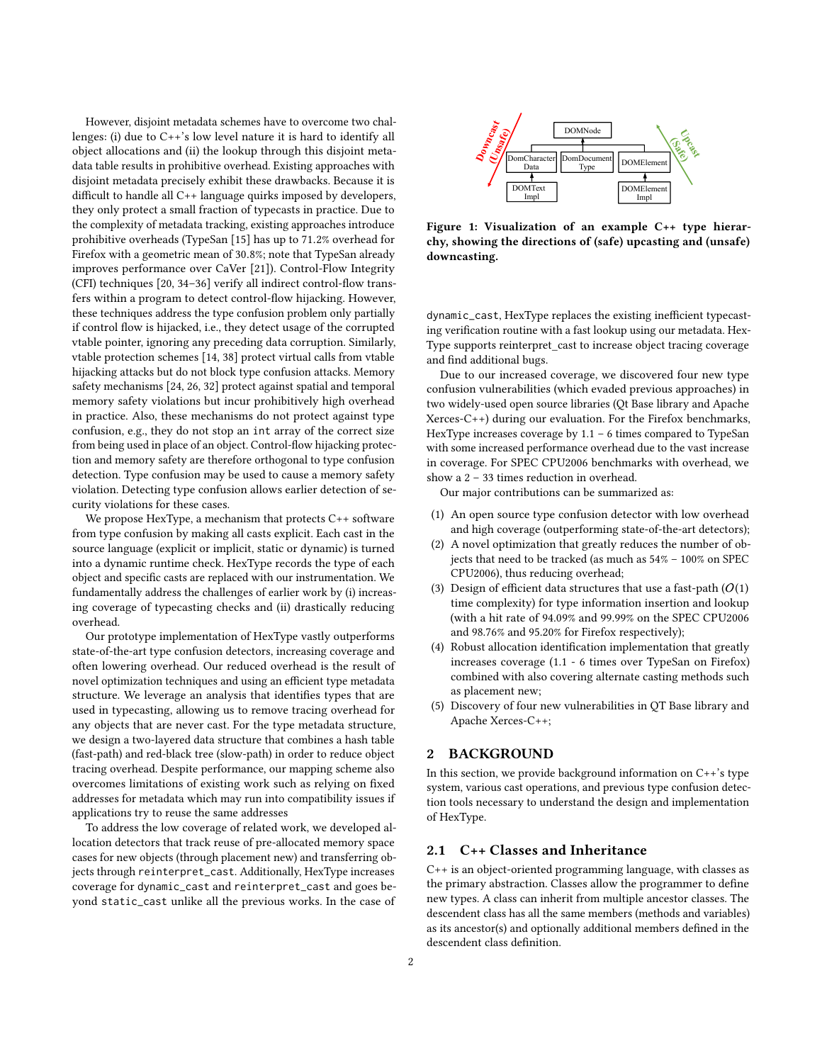However, disjoint metadata schemes have to overcome two challenges: (i) due to C++'s low level nature it is hard to identify all object allocations and (ii) the lookup through this disjoint metadata table results in prohibitive overhead. Existing approaches with disjoint metadata precisely exhibit these drawbacks. Because it is difficult to handle all C++ language quirks imposed by developers, they only protect a small fraction of typecasts in practice. Due to the complexity of metadata tracking, existing approaches introduce prohibitive overheads (TypeSan [15] has up to 71.2% overhead for Firefox with a geometric mean of 30.8%; note that TypeSan already improves performance over CaVer [21]). Control-Flow Integrity (CFI) techniques [20, 34–36] verify all indirect control-flow transfers within a program to detect control-flow hijacking. However, these techniques address the type confusion problem only partially if control flow is hijacked, i.e., they detect usage of the corrupted vtable pointer, ignoring any preceding data corruption. Similarly, vtable protection schemes [14, 38] protect virtual calls from vtable hijacking attacks but do not block type confusion attacks. Memory safety mechanisms [24, 26, 32] protect against spatial and temporal memory safety violations but incur prohibitively high overhead in practice. Also, these mechanisms do not protect against type confusion, e.g., they do not stop an `int` array of the correct size from being used in place of an object. Control-flow hijacking protection and memory safety are therefore orthogonal to type confusion detection. Type confusion may be used to cause a memory safety violation. Detecting type confusion allows earlier detection of security violations for these cases.

We propose HexType, a mechanism that protects C++ software from type confusion by making all casts explicit. Each cast in the source language (explicit or implicit, static or dynamic) is turned into a dynamic runtime check. HexType records the type of each object and specific casts are replaced with our instrumentation. We fundamentally address the challenges of earlier work by (i) increasing coverage of typecasting checks and (ii) drastically reducing overhead.

Our prototype implementation of HexType vastly outperforms state-of-the-art type confusion detectors, increasing coverage and often lowering overhead. Our reduced overhead is the result of novel optimization techniques and using an efficient type metadata structure. We leverage an analysis that identifies types that are used in typecasting, allowing us to remove tracing overhead for any objects that are never cast. For the type metadata structure, we design a two-layered data structure that combines a hash table (fast-path) and red-black tree (slow-path) in order to reduce object tracing overhead. Despite performance, our mapping scheme also overcomes limitations of existing work such as relying on fixed addresses for metadata which may run into compatibility issues if applications try to reuse the same addresses

To address the low coverage of related work, we developed allocation detectors that track reuse of pre-allocated memory space cases for new objects (through placement new) and transferring objects through `reinterpret_cast`. Additionally, HexType increases coverage for `dynamic_cast` and `reinterpret_cast` and goes beyond `static_cast` unlike all the previous works. In the case of `dynamic_cast`, HexType replaces the existing inefficient typecasting verification routine with a fast lookup using our metadata. HexType supports reinterpret_cast to increase object tracing coverage and find additional bugs.

**Figure 1: Visualization of an example C++ type hierarchy, showing the directions of (safe) upcasting and (unsafe) downcasting.**

Due to our increased coverage, we discovered four new type confusion vulnerabilities (which evaded previous approaches) in two widely-used open source libraries (Qt Base library and Apache Xerces-C++) during our evaluation. For the Firefox benchmarks, HexType increases coverage by 1.1 – 6 times compared to TypeSan with some increased performance overhead due to the vast increase in coverage. For SPEC CPU2006 benchmarks with overhead, we show a 2 – 33 times reduction in overhead.

Our major contributions can be summarized as:

1. An open source type confusion detector with low overhead and high coverage (outperforming state-of-the-art detectors);
2. A novel optimization that greatly reduces the number of objects that need to be tracked (as much as 54% – 100% on SPEC CPU2006), thus reducing overhead;
3. Design of efficient data structures that use a fast-path ($O(1)$ time complexity) for type information insertion and lookup (with a hit rate of 94.09% and 99.99% on the SPEC CPU2006 and 98.76% and 95.20% for Firefox respectively);
4. Robust allocation identification implementation that greatly increases coverage (1.1 - 6 times over TypeSan on Firefox) combined with also covering alternate casting methods such as placement new;
5. Discovery of four new vulnerabilities in QT Base library and Apache Xerces-C++;

## 2 BACKGROUND

In this section, we provide background information on C++'s type system, various cast operations, and previous type confusion detection tools necessary to understand the design and implementation of HexType.

### 2.1 C++ Classes and Inheritance

C++ is an object-oriented programming language, with classes as the primary abstraction. Classes allow the programmer to define new types. A class can inherit from multiple ancestor classes. The descendent class has all the same members (methods and variables) as its ancestor(s) and optionally additional members defined in the descendent class definition.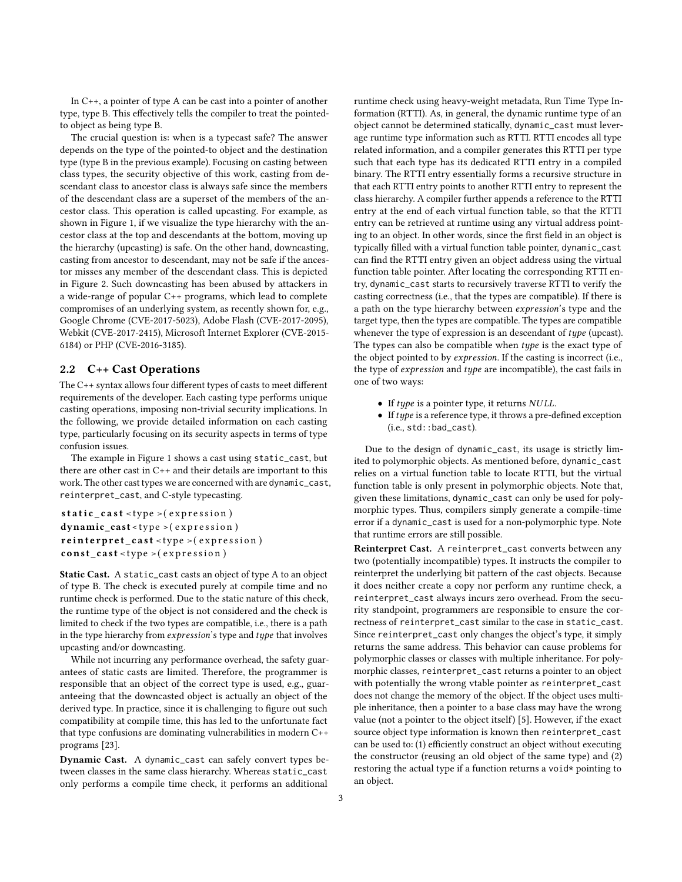In C++, a pointer of type A can be cast into a pointer of another type, type B. This effectively tells the compiler to treat the pointed-to object as being type B.

The crucial question is: when is a typecast safe? The answer depends on the type of the pointed-to object and the destination type (type B in the previous example). Focusing on casting between class types, the security objective of this work, casting from descendant class to ancestor class is always safe since the members of the descendant class are a superset of the members of the ancestor class. This operation is called upcasting. For example, as shown in Figure 1, if we visualize the type hierarchy with the ancestor class at the top and descendants at the bottom, moving up the hierarchy (upcasting) is safe. On the other hand, downcasting, casting from ancestor to descendant, may not be safe if the ancestor misses any member of the descendant class. This is depicted in Figure 2. Such downcasting has been abused by attackers in a wide-range of popular C++ programs, which lead to complete compromises of an underlying system, as recently shown for, e.g., Google Chrome (CVE-2017-5023), Adobe Flash (CVE-2017-2095), Webkit (CVE-2017-2415), Microsoft Internet Explorer (CVE-2015-6184) or PHP (CVE-2016-3185).

## 2.2 C++ Cast Operations

The C++ syntax allows four different types of casts to meet different requirements of the developer. Each casting type performs unique casting operations, imposing non-trivial security implications. In the following, we provide detailed information on each casting type, particularly focusing on its security aspects in terms of type confusion issues.

The example in Figure 1 shows a cast using `static_cast`, but there are other cast in C++ and their details are important to this work. The other cast types we are concerned with are `dynamic_cast`, `reinterpret_cast`, and C-style typecasting.

```
static_cast<type>(expression)
dynamic_cast<type>(expression)
reinterpret_cast<type>(expression)
const_cast<type>(expression)
```

**Static Cast.** A `static_cast` casts an object of type A to an object of type B. The check is executed purely at compile time and no runtime check is performed. Due to the static nature of this check, the runtime type of the object is not considered and the check is limited to check if the two types are compatible, i.e., there is a path in the type hierarchy from *expression*'s type and *type* that involves upcasting and/or downcasting.

While not incurring any performance overhead, the safety guarantees of static casts are limited. Therefore, the programmer is responsible that an object of the correct type is used, e.g., guaranteeing that the downcasted object is actually an object of the derived type. In practice, since it is challenging to figure out such compatibility at compile time, this has led to the unfortunate fact that type confusions are dominating vulnerabilities in modern C++ programs [23].

**Dynamic Cast.** A `dynamic_cast` can safely convert types between classes in the same class hierarchy. Whereas `static_cast` only performs a compile time check, it performs an additional runtime check using heavy-weight metadata, Run Time Type Information (RTTI). As, in general, the dynamic runtime type of an object cannot be determined statically, `dynamic_cast` must leverage runtime type information such as RTTI. RTTI encodes all type related information, and a compiler generates this RTTI per type such that each type has its dedicated RTTI entry in a compiled binary. The RTTI entry essentially forms a recursive structure in that each RTTI entry points to another RTTI entry to represent the class hierarchy. A compiler further appends a reference to the RTTI entry at the end of each virtual function table, so that the RTTI entry can be retrieved at runtime using any virtual address pointing to an object. In other words, since the first field in an object is typically filled with a virtual function table pointer, `dynamic_cast` can find the RTTI entry given an object address using the virtual function table pointer. After locating the corresponding RTTI entry, `dynamic_cast` starts to recursively traverse RTTI to verify the casting correctness (i.e., that the types are compatible). If there is a path on the type hierarchy between *expression*'s type and the target type, then the types are compatible. The types are compatible whenever the type of expression is an descendant of *type* (upcast). The types can also be compatible when *type* is the exact type of the object pointed to by *expression*. If the casting is incorrect (i.e., the type of *expression* and *type* are incompatible), the cast fails in one of two ways:

- If *type* is a pointer type, it returns *NULL*.
- If *type* is a reference type, it throws a pre-defined exception (i.e., `std::bad_cast`).

Due to the design of `dynamic_cast`, its usage is strictly limited to polymorphic objects. As mentioned before, `dynamic_cast` relies on a virtual function table to locate RTTI, but the virtual function table is only present in polymorphic objects. Note that, given these limitations, `dynamic_cast` can only be used for polymorphic types. Thus, compilers simply generate a compile-time error if a `dynamic_cast` is used for a non-polymorphic type. Note that runtime errors are still possible.

**Reinterpret Cast.** A `reinterpret_cast` converts between any two (potentially incompatible) types. It instructs the compiler to reinterpret the underlying bit pattern of the cast objects. Because it does neither create a copy nor perform any runtime check, a `reinterpret_cast` always incurs zero overhead. From the security standpoint, programmers are responsible to ensure the correctness of `reinterpret_cast` similar to the case in `static_cast`. Since `reinterpret_cast` only changes the object's type, it simply returns the same address. This behavior can cause problems for polymorphic classes or classes with multiple inheritance. For polymorphic classes, `reinterpret_cast` returns a pointer to an object with potentially the wrong vtable pointer as `reinterpret_cast` does not change the memory of the object. If the object uses multiple inheritance, then a pointer to a base class may have the wrong value (not a pointer to the object itself) [5]. However, if the exact source object type information is known then `reinterpret_cast` can be used to: (1) efficiently construct an object without executing the constructor (reusing an old object of the same type) and (2) restoring the actual type if a function returns a `void*` pointing to an object.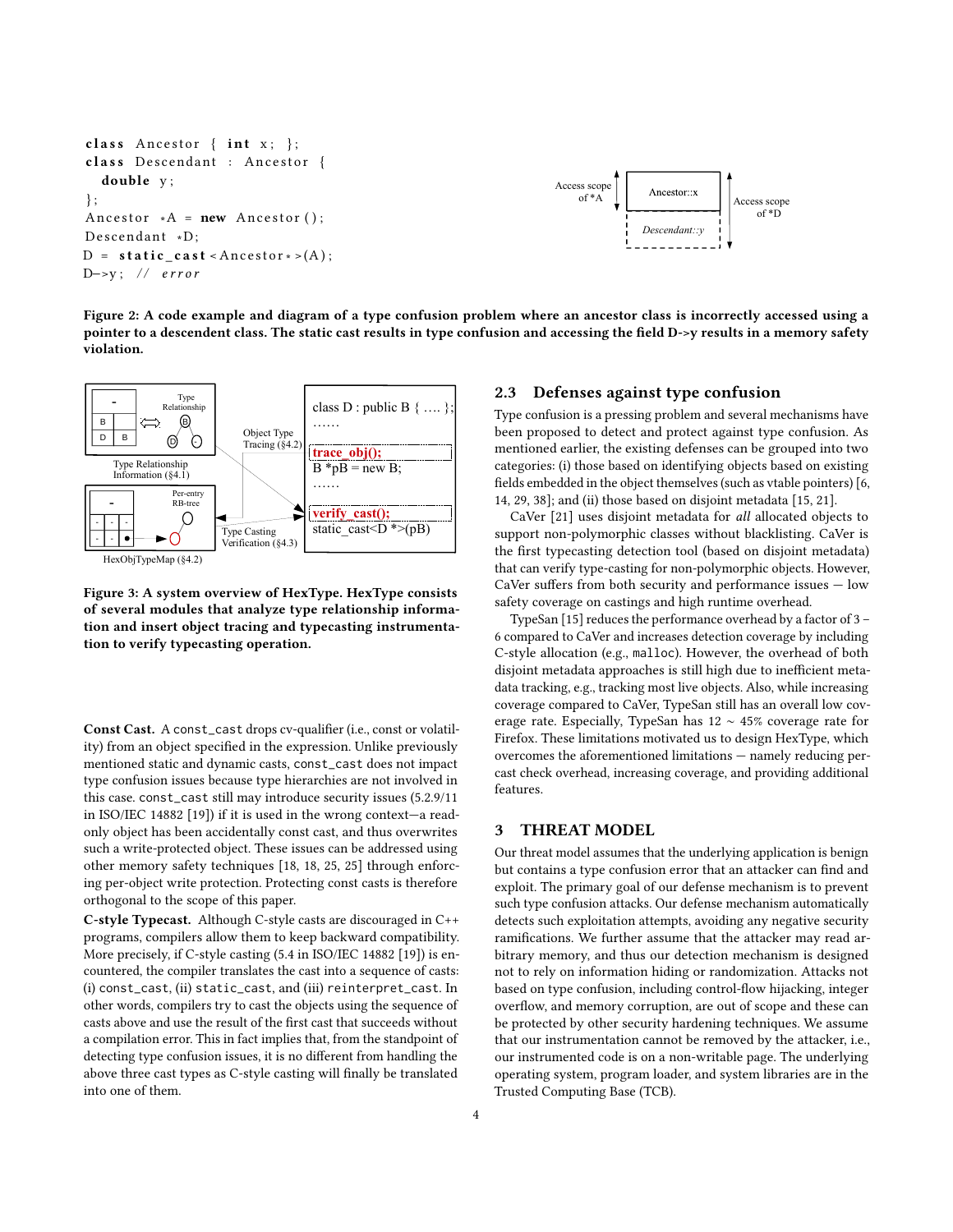```
class Ancestor { int x; };
class Descendant : Ancestor {
  double y;
};
Ancestor *A = new Ancestor();
Descendant *D;
D = static_cast<Ancestor*>(A);
D->y; // error
```

Figure 2: A code example and diagram of a type confusion problem where an ancestor class is incorrectly accessed using a pointer to a descendent class. The static cast results in type confusion and accessing the field D->y results in a memory safety violation.

Figure 3: A system overview of HexType. HexType consists of several modules that analyze type relationship information and insert object tracing and typecasting instrumentation to verify typecasting operation.

**Const Cast.** A `const_cast` drops cv-qualifier (i.e., const or volatility) from an object specified in the expression. Unlike previously mentioned static and dynamic casts, `const_cast` does not impact type confusion issues because type hierarchies are not involved in this case. `const_cast` still may introduce security issues (5.2.9/11 in ISO/IEC 14882 [19]) if it is used in the wrong context—a read-only object has been accidentally const cast, and thus overwrites such a write-protected object. These issues can be addressed using other memory safety techniques [18, 18, 25, 25] through enforcing per-object write protection. Protecting const casts is therefore orthogonal to the scope of this paper.

**C-style Typecast.** Although C-style casts are discouraged in C++ programs, compilers allow them to keep backward compatibility. More precisely, if C-style casting (5.4 in ISO/IEC 14882 [19]) is encountered, the compiler translates the cast into a sequence of casts: (i) `const_cast`, (ii) `static_cast`, and (iii) `reinterpret_cast`. In other words, compilers try to cast the objects using the sequence of casts above and use the result of the first cast that succeeds without a compilation error. This in fact implies that, from the standpoint of detecting type confusion issues, it is no different from handling the above three cast types as C-style casting will finally be translated into one of them.

## 2.3 Defenses against type confusion

Type confusion is a pressing problem and several mechanisms have been proposed to detect and protect against type confusion. As mentioned earlier, the existing defenses can be grouped into two categories: (i) those based on identifying objects based on existing fields embedded in the object themselves (such as vtable pointers) [6, 14, 29, 38]; and (ii) those based on disjoint metadata [15, 21].

CaVer [21] uses disjoint metadata for *all* allocated objects to support non-polymorphic classes without blacklisting. CaVer is the first typecasting detection tool (based on disjoint metadata) that can verify type-casting for non-polymorphic objects. However, CaVer suffers from both security and performance issues — low safety coverage on castings and high runtime overhead.

TypeSan [15] reduces the performance overhead by a factor of 3 – 6 compared to CaVer and increases detection coverage by including C-style allocation (e.g., `malloc`). However, the overhead of both disjoint metadata approaches is still high due to inefficient metadata tracking, e.g., tracking most live objects. Also, while increasing coverage compared to CaVer, TypeSan still has an overall low coverage rate. Especially, TypeSan has 12 ~ 45% coverage rate for Firefox. These limitations motivated us to design HexType, which overcomes the aforementioned limitations — namely reducing per-cast check overhead, increasing coverage, and providing additional features.

# 3 THREAT MODEL

Our threat model assumes that the underlying application is benign but contains a type confusion error that an attacker can find and exploit. The primary goal of our defense mechanism is to prevent such type confusion attacks. Our defense mechanism automatically detects such exploitation attempts, avoiding any negative security ramifications. We further assume that the attacker may read arbitrary memory, and thus our detection mechanism is designed not to rely on information hiding or randomization. Attacks not based on type confusion, including control-flow hijacking, integer overflow, and memory corruption, are out of scope and these can be protected by other security hardening techniques. We assume that our instrumentation cannot be removed by the attacker, i.e., our instrumented code is on a non-writable page. The underlying operating system, program loader, and system libraries are in the Trusted Computing Base (TCB).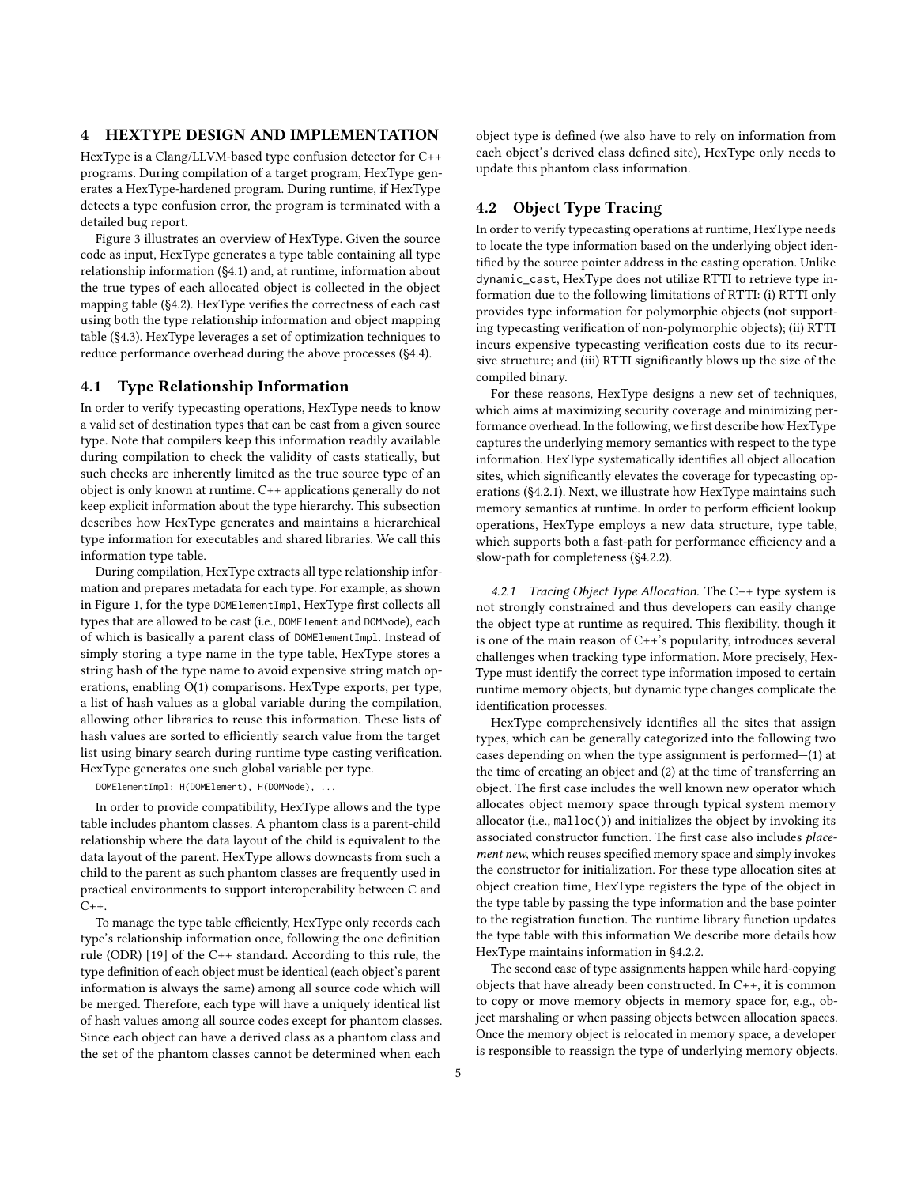## 4 HEXTYPE DESIGN AND IMPLEMENTATION

HexType is a Clang/LLVM-based type confusion detector for C++ programs. During compilation of a target program, HexType generates a HexType-hardened program. During runtime, if HexType detects a type confusion error, the program is terminated with a detailed bug report.

Figure 3 illustrates an overview of HexType. Given the source code as input, HexType generates a type table containing all type relationship information (§4.1) and, at runtime, information about the true types of each allocated object is collected in the object mapping table (§4.2). HexType verifies the correctness of each cast using both the type relationship information and object mapping table (§4.3). HexType leverages a set of optimization techniques to reduce performance overhead during the above processes (§4.4).

### 4.1 Type Relationship Information

In order to verify typecasting operations, HexType needs to know a valid set of destination types that can be cast from a given source type. Note that compilers keep this information readily available during compilation to check the validity of casts statically, but such checks are inherently limited as the true source type of an object is only known at runtime. C++ applications generally do not keep explicit information about the type hierarchy. This subsection describes how HexType generates and maintains a hierarchical type information for executables and shared libraries. We call this information type table.

During compilation, HexType extracts all type relationship information and prepares metadata for each type. For example, as shown in Figure 1, for the type `DOMElementImpl`, HexType first collects all types that are allowed to be cast (i.e., `DOMElement` and `DOMNode`), each of which is basically a parent class of `DOMElementImpl`. Instead of simply storing a type name in the type table, HexType stores a string hash of the type name to avoid expensive string match operations, enabling O(1) comparisons. HexType exports, per type, a list of hash values as a global variable during the compilation, allowing other libraries to reuse this information. These lists of hash values are sorted to efficiently search value from the target list using binary search during runtime type casting verification. HexType generates one such global variable per type.

```
DOMElementImpl: H(DOMElement), H(DOMNode), ...
```

In order to provide compatibility, HexType allows and the type table includes phantom classes. A phantom class is a parent-child relationship where the data layout of the child is equivalent to the data layout of the parent. HexType allows downcasts from such a child to the parent as such phantom classes are frequently used in practical environments to support interoperability between C and C++.

To manage the type table efficiently, HexType only records each type's relationship information once, following the one definition rule (ODR) [19] of the C++ standard. According to this rule, the type definition of each object must be identical (each object's parent information is always the same) among all source code which will be merged. Therefore, each type will have a uniquely identical list of hash values among all source codes except for phantom classes. Since each object can have a derived class as a phantom class and the set of the phantom classes cannot be determined when each object type is defined (we also have to rely on information from each object's derived class defined site), HexType only needs to update this phantom class information.

### 4.2 Object Type Tracing

In order to verify typecasting operations at runtime, HexType needs to locate the type information based on the underlying object identified by the source pointer address in the casting operation. Unlike `dynamic_cast`, HexType does not utilize RTTI to retrieve type information due to the following limitations of RTTI: (i) RTTI only provides type information for polymorphic objects (not supporting typecasting verification of non-polymorphic objects); (ii) RTTI incurs expensive typecasting verification costs due to its recursive structure; and (iii) RTTI significantly blows up the size of the compiled binary.

For these reasons, HexType designs a new set of techniques, which aims at maximizing security coverage and minimizing performance overhead. In the following, we first describe how HexType captures the underlying memory semantics with respect to the type information. HexType systematically identifies all object allocation sites, which significantly elevates the coverage for typecasting operations (§4.2.1). Next, we illustrate how HexType maintains such memory semantics at runtime. In order to perform efficient lookup operations, HexType employs a new data structure, type table, which supports both a fast-path for performance efficiency and a slow-path for completeness (§4.2.2).

*4.2.1 Tracing Object Type Allocation.* The C++ type system is not strongly constrained and thus developers can easily change the object type at runtime as required. This flexibility, though it is one of the main reason of C++'s popularity, introduces several challenges when tracking type information. More precisely, HexType must identify the correct type information imposed to certain runtime memory objects, but dynamic type changes complicate the identification processes.

HexType comprehensively identifies all the sites that assign types, which can be generally categorized into the following two cases depending on when the type assignment is performed—(1) at the time of creating an object and (2) at the time of transferring an object. The first case includes the well known new operator which allocates object memory space through typical system memory allocator (i.e., `malloc()`) and initializes the object by invoking its associated constructor function. The first case also includes *placement new*, which reuses specified memory space and simply invokes the constructor for initialization. For these type allocation sites at object creation time, HexType registers the type of the object in the type table by passing the type information and the base pointer to the registration function. The runtime library function updates the type table with this information We describe more details how HexType maintains information in §4.2.2.

The second case of type assignments happen while hard-copying objects that have already been constructed. In C++, it is common to copy or move memory objects in memory space for, e.g., object marshaling or when passing objects between allocation spaces. Once the memory object is relocated in memory space, a developer is responsible to reassign the type of underlying memory objects.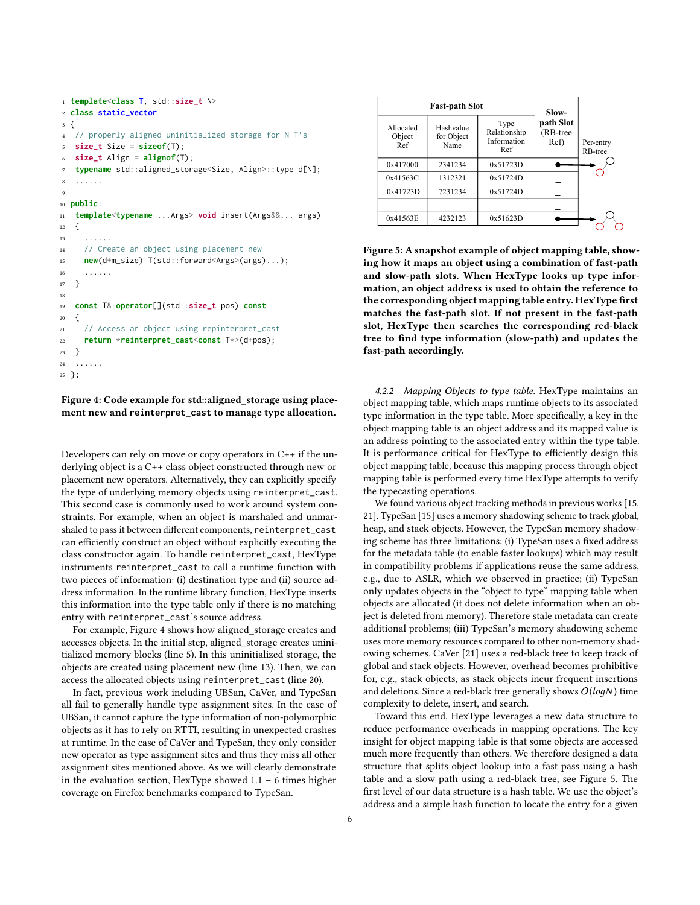```cpp
template<class T, std::size_t N>
class static_vector
{
  // properly aligned uninitialized storage for N T's
  size_t Size = sizeof(T);
  size_t Align = alignof(T);
  typename std::aligned_storage<Size, Align>::type d[N];
  ......

public:
  template<typename ...Args> void insert(Args&&... args)
  {
    ......
    // Create an object using placement new
    new(d+m_size) T(std::forward<Args>(args)...);
    ......
  }

  const T& operator[](std::size_t pos) const
  {
    // Access an object using repinterpret_cast
    return *reinterpret_cast<const T*>(d+pos);
  }
  ......
};
```

**Figure 4: Code example for std::aligned_storage using placement new and `reinterpret_cast` to manage type allocation.**

Developers can rely on move or copy operators in C++ if the underlying object is a C++ class object constructed through new or placement new operators. Alternatively, they can explicitly specify the type of underlying memory objects using `reinterpret_cast`. This second case is commonly used to work around system constraints. For example, when an object is marshaled and unmarshaled to pass it between different components, `reinterpret_cast` can efficiently construct an object without explicitly executing the class constructor again. To handle `reinterpret_cast`, HexType instruments `reinterpret_cast` to call a runtime function with two pieces of information: (i) destination type and (ii) source address information. In the runtime library function, HexType inserts this information into the type table only if there is no matching entry with `reinterpret_cast`'s source address.

For example, Figure 4 shows how aligned_storage creates and accesses objects. In the initial step, aligned_storage creates uninitialized memory blocks (line 5). In this uninitialized storage, the objects are created using placement new (line 13). Then, we can access the allocated objects using `reinterpret_cast` (line 20).

In fact, previous work including UBSan, CaVer, and TypeSan all fail to generally handle type assignment sites. In the case of UBSan, it cannot capture the type information of non-polymorphic objects as it has to rely on RTTI, resulting in unexpected crashes at runtime. In the case of CaVer and TypeSan, they only consider new operator as type assignment sites and thus they miss all other assignment sites mentioned above. As we will clearly demonstrate in the evaluation section, HexType showed 1.1 – 6 times higher coverage on Firefox benchmarks compared to TypeSan.

| Fast-path Slot | | | Slow-path Slot (RB-tree Ref) |
|---|---|---|---|
| Allocated Object Ref | Hashvalue for Object Name | Type Relationship Information Ref | |
| 0x417000 | 2341234 | 0x51723D | → Per-entry RB-tree |
| 0x41563C | 1312321 | 0x51724D | _ |
| 0x41723D | 7231234 | 0x51724D | _ |
| _ | _ | _ | _ |
| 0x41563E | 4232123 | 0x51623D | → |

**Figure 5: A snapshot example of object mapping table, showing how it maps an object using a combination of fast-path and slow-path slots. When HexType looks up type information, an object address is used to obtain the reference to the corresponding object mapping table entry. HexType first matches the fast-path slot. If not present in the fast-path slot, HexType then searches the corresponding red-black tree to find type information (slow-path) and updates the fast-path accordingly.**

*4.2.2 Mapping Objects to type table.* HexType maintains an object mapping table, which maps runtime objects to its associated type information in the type table. More specifically, a key in the object mapping table is an object address and its mapped value is an address pointing to the associated entry within the type table. It is performance critical for HexType to efficiently design this object mapping table, because this mapping process through object mapping table is performed every time HexType attempts to verify the typecasting operations.

We found various object tracking methods in previous works [15, 21]. TypeSan [15] uses a memory shadowing scheme to track global, heap, and stack objects. However, the TypeSan memory shadowing scheme has three limitations: (i) TypeSan uses a fixed address for the metadata table (to enable faster lookups) which may result in compatibility problems if applications reuse the same address, e.g., due to ASLR, which we observed in practice; (ii) TypeSan only updates objects in the "object to type" mapping table when objects are allocated (it does not delete information when an object is deleted from memory). Therefore stale metadata can create additional problems; (iii) TypeSan's memory shadowing scheme uses more memory resources compared to other non-memory shadowing schemes. CaVer [21] uses a red-black tree to keep track of global and stack objects. However, overhead becomes prohibitive for, e.g., stack objects, as stack objects incur frequent insertions and deletions. Since a red-black tree generally shows $O(logN)$ time complexity to delete, insert, and search.

Toward this end, HexType leverages a new data structure to reduce performance overheads in mapping operations. The key insight for object mapping table is that some objects are accessed much more frequently than others. We therefore designed a data structure that splits object lookup into a fast pass using a hash table and a slow path using a red-black tree, see Figure 5. The first level of our data structure is a hash table. We use the object's address and a simple hash function to locate the entry for a given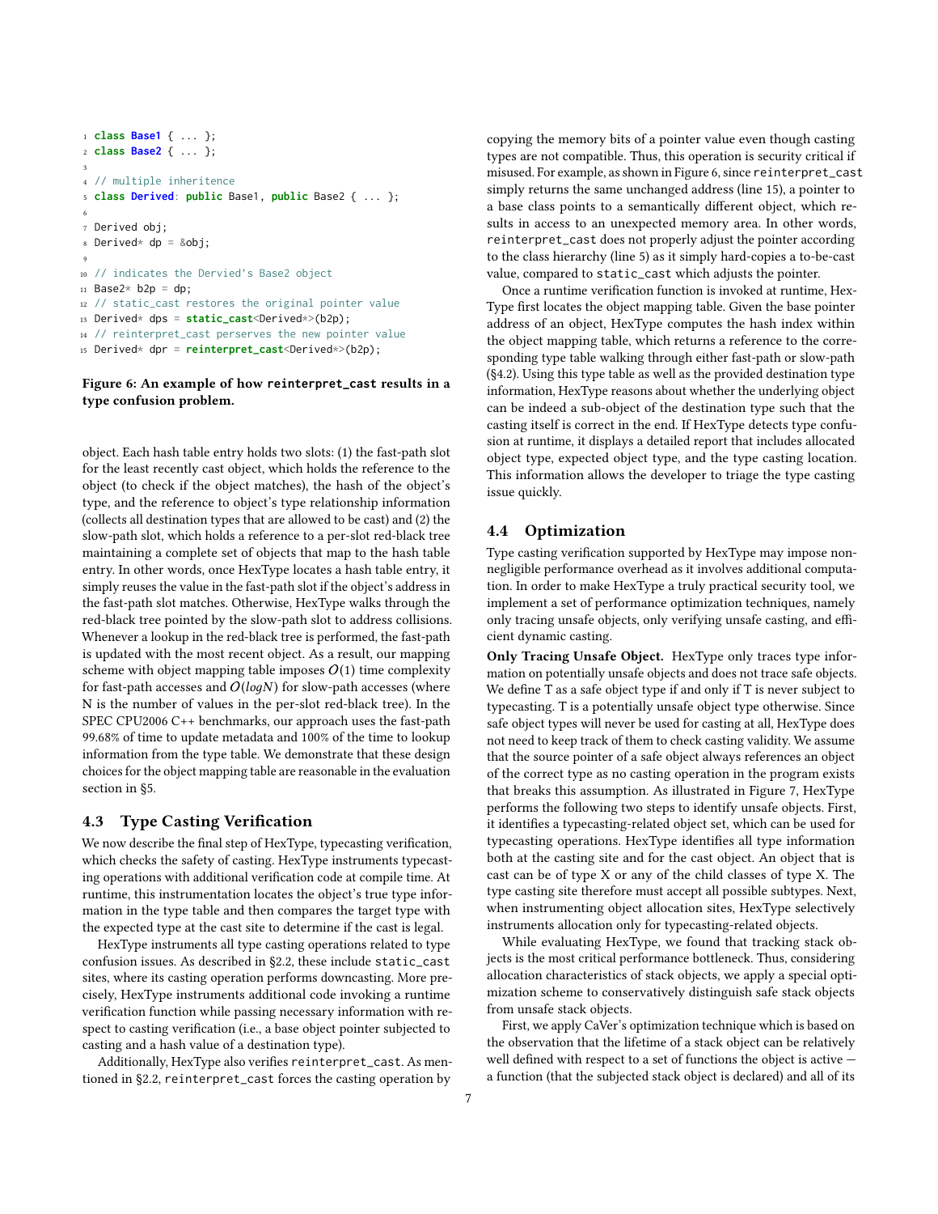```
1 class Base1 { ... };
2 class Base2 { ... };
3
4 // multiple inheritence
5 class Derived: public Base1, public Base2 { ... };
6
7 Derived obj;
8 Derived* dp = &obj;
9
10 // indicates the Dervied's Base2 object
11 Base2* b2p = dp;
12 // static_cast restores the original pointer value
13 Derived* dps = static_cast<Derived*>(b2p);
14 // reinterpret_cast perserves the new pointer value
15 Derived* dpr = reinterpret_cast<Derived*>(b2p);
```

**Figure 6: An example of how `reinterpret_cast` results in a type confusion problem.**

object. Each hash table entry holds two slots: (1) the fast-path slot for the least recently cast object, which holds the reference to the object (to check if the object matches), the hash of the object's type, and the reference to object's type relationship information (collects all destination types that are allowed to be cast) and (2) the slow-path slot, which holds a reference to a per-slot red-black tree maintaining a complete set of objects that map to the hash table entry. In other words, once HexType locates a hash table entry, it simply reuses the value in the fast-path slot if the object's address in the fast-path slot matches. Otherwise, HexType walks through the red-black tree pointed by the slow-path slot to address collisions. Whenever a lookup in the red-black tree is performed, the fast-path is updated with the most recent object. As a result, our mapping scheme with object mapping table imposes $O(1)$ time complexity for fast-path accesses and $O(logN)$ for slow-path accesses (where N is the number of values in the per-slot red-black tree). In the SPEC CPU2006 C++ benchmarks, our approach uses the fast-path 99.68% of time to update metadata and 100% of the time to lookup information from the type table. We demonstrate that these design choices for the object mapping table are reasonable in the evaluation section in §5.

### 4.3 Type Casting Verification

We now describe the final step of HexType, typecasting verification, which checks the safety of casting. HexType instruments typecasting operations with additional verification code at compile time. At runtime, this instrumentation locates the object's true type information in the type table and then compares the target type with the expected type at the cast site to determine if the cast is legal.

HexType instruments all type casting operations related to type confusion issues. As described in §2.2, these include `static_cast` sites, where its casting operation performs downcasting. More precisely, HexType instruments additional code invoking a runtime verification function while passing necessary information with respect to casting verification (i.e., a base object pointer subjected to casting and a hash value of a destination type).

Additionally, HexType also verifies `reinterpret_cast`. As mentioned in §2.2, `reinterpret_cast` forces the casting operation by copying the memory bits of a pointer value even though casting types are not compatible. Thus, this operation is security critical if misused. For example, as shown in Figure 6, since `reinterpret_cast` simply returns the same unchanged address (line 15), a pointer to a base class points to a semantically different object, which results in access to an unexpected memory area. In other words, `reinterpret_cast` does not properly adjust the pointer according to the class hierarchy (line 5) as it simply hard-copies a to-be-cast value, compared to `static_cast` which adjusts the pointer.

Once a runtime verification function is invoked at runtime, HexType first locates the object mapping table. Given the base pointer address of an object, HexType computes the hash index within the object mapping table, which returns a reference to the corresponding type table walking through either fast-path or slow-path (§4.2). Using this type table as well as the provided destination type information, HexType reasons about whether the underlying object can be indeed a sub-object of the destination type such that the casting itself is correct in the end. If HexType detects type confusion at runtime, it displays a detailed report that includes allocated object type, expected object type, and the type casting location. This information allows the developer to triage the type casting issue quickly.

### 4.4 Optimization

Type casting verification supported by HexType may impose non-negligible performance overhead as it involves additional computation. In order to make HexType a truly practical security tool, we implement a set of performance optimization techniques, namely only tracing unsafe objects, only verifying unsafe casting, and efficient dynamic casting.

**Only Tracing Unsafe Object.** HexType only traces type information on potentially unsafe objects and does not trace safe objects. We define T as a safe object type if and only if T is never subject to typecasting. T is a potentially unsafe object type otherwise. Since safe object types will never be used for casting at all, HexType does not need to keep track of them to check casting validity. We assume that the source pointer of a safe object always references an object of the correct type as no casting operation in the program exists that breaks this assumption. As illustrated in Figure 7, HexType performs the following two steps to identify unsafe objects. First, it identifies a typecasting-related object set, which can be used for typecasting operations. HexType identifies all type information both at the casting site and for the cast object. An object that is cast can be of type X or any of the child classes of type X. The type casting site therefore must accept all possible subtypes. Next, when instrumenting object allocation sites, HexType selectively instruments allocation only for typecasting-related objects.

While evaluating HexType, we found that tracking stack objects is the most critical performance bottleneck. Thus, considering allocation characteristics of stack objects, we apply a special optimization scheme to conservatively distinguish safe stack objects from unsafe stack objects.

First, we apply CaVer's optimization technique which is based on the observation that the lifetime of a stack object can be relatively well defined with respect to a set of functions the object is active — a function (that the subjected stack object is declared) and all of its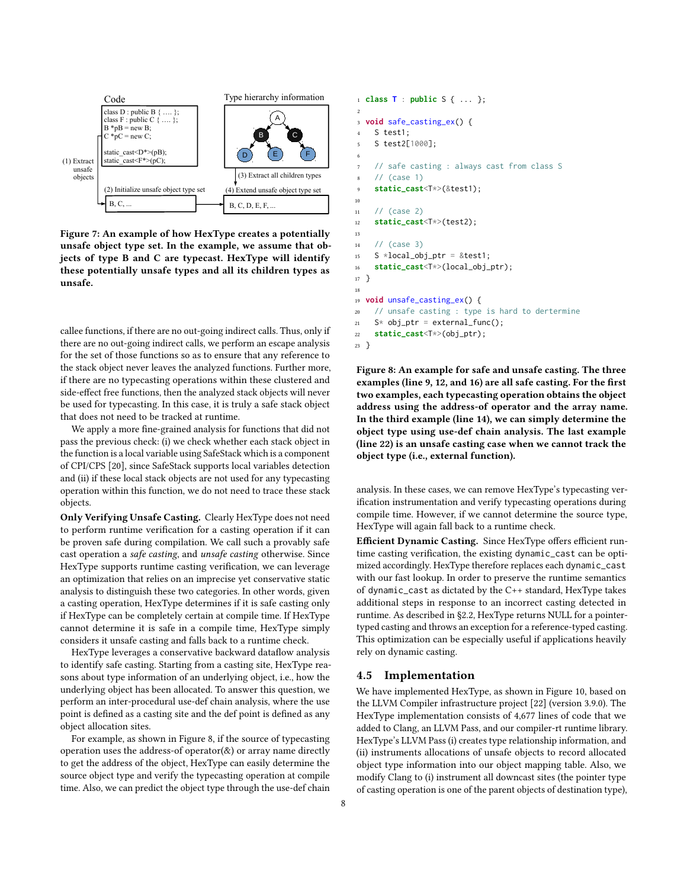Code

```
class D : public B { .... };
class F : public C { .... };
B *pB = new B;
C *pC = new C;

static_cast<D*>(pB);
static_cast<F*>(pC);
```

Type hierarchy information

(1) Extract unsafe objects

(2) Initialize unsafe object type set: B, C, ...

(3) Extract all children types

(4) Extend unsafe object type set: B, C, D, E, F, ...

**Figure 7: An example of how HexType creates a potentially unsafe object type set. In the example, we assume that objects of type B and C are typecast. HexType will identify these potentially unsafe types and all its children types as unsafe.**

callee functions, if there are no out-going indirect calls. Thus, only if there are no out-going indirect calls, we perform an escape analysis for the set of those functions so as to ensure that any reference to the stack object never leaves the analyzed functions. Further more, if there are no typecasting operations within these clustered and side-effect free functions, then the analyzed stack objects will never be used for typecasting. In this case, it is truly a safe stack object that does not need to be tracked at runtime.

We apply a more fine-grained analysis for functions that did not pass the previous check: (i) we check whether each stack object in the function is a local variable using SafeStack which is a component of CPI/CPS [20], since SafeStack supports local variables detection and (ii) if these local stack objects are not used for any typecasting operation within this function, we do not need to trace these stack objects.

**Only Verifying Unsafe Casting.** Clearly HexType does not need to perform runtime verification for a casting operation if it can be proven safe during compilation. We call such a provably safe cast operation a *safe casting*, and *unsafe casting* otherwise. Since HexType supports runtime casting verification, we can leverage an optimization that relies on an imprecise yet conservative static analysis to distinguish these two categories. In other words, given a casting operation, HexType determines if it is safe casting only if HexType can be completely certain at compile time. If HexType cannot determine it is safe in a compile time, HexType simply considers it unsafe casting and falls back to a runtime check.

HexType leverages a conservative backward dataflow analysis to identify safe casting. Starting from a casting site, HexType reasons about type information of an underlying object, i.e., how the underlying object has been allocated. To answer this question, we perform an inter-procedural use-def chain analysis, where the use point is defined as a casting site and the def point is defined as any object allocation sites.

For example, as shown in Figure 8, if the source of typecasting operation uses the address-of operator(&) or array name directly to get the address of the object, HexType can easily determine the source object type and verify the typecasting operation at compile time. Also, we can predict the object type through the use-def chain

```
1  class T : public S { ... };
2
3  void safe_casting_ex() {
4    S test1;
5    S test2[1000];
6
7    // safe casting : always cast from class S
8    // (case 1)
9    static_cast<T*>(&test1);
10
11   // (case 2)
12   static_cast<T*>(test2);
13
14   // (case 3)
15   S *local_obj_ptr = &test1;
16   static_cast<T*>(local_obj_ptr);
17 }
18
19 void unsafe_casting_ex() {
20   // unsafe casting : type is hard to derternine
21   S* obj_ptr = external_func();
22   static_cast<T*>(obj_ptr);
23 }
```

**Figure 8: An example for safe and unsafe casting. The three examples (line 9, 12, and 16) are all safe casting. For the first two examples, each typecasting operation obtains the object address using the address-of operator and the array name. In the third example (line 14), we can simply determine the object type using use-def chain analysis. The last example (line 22) is an unsafe casting case when we cannot track the object type (i.e., external function).**

analysis. In these cases, we can remove HexType's typecasting verification instrumentation and verify typecasting operations during compile time. However, if we cannot determine the source type, HexType will again fall back to a runtime check.

**Efficient Dynamic Casting.** Since HexType offers efficient runtime casting verification, the existing `dynamic_cast` can be optimized accordingly. HexType therefore replaces each `dynamic_cast` with our fast lookup. In order to preserve the runtime semantics of `dynamic_cast` as dictated by the C++ standard, HexType takes additional steps in response to an incorrect casting detected in runtime. As described in §2.2, HexType returns NULL for a pointer-typed casting and throws an exception for a reference-typed casting. This optimization can be especially useful if applications heavily rely on dynamic casting.

## 4.5 Implementation

We have implemented HexType, as shown in Figure 10, based on the LLVM Compiler infrastructure project [22] (version 3.9.0). The HexType implementation consists of 4,677 lines of code that we added to Clang, an LLVM Pass, and our compiler-rt runtime library. HexType's LLVM Pass (i) creates type relationship information, and (ii) instruments allocations of unsafe objects to record allocated object type information into our object mapping table. Also, we modify Clang to (i) instrument all downcast sites (the pointer type of casting operation is one of the parent objects of destination type),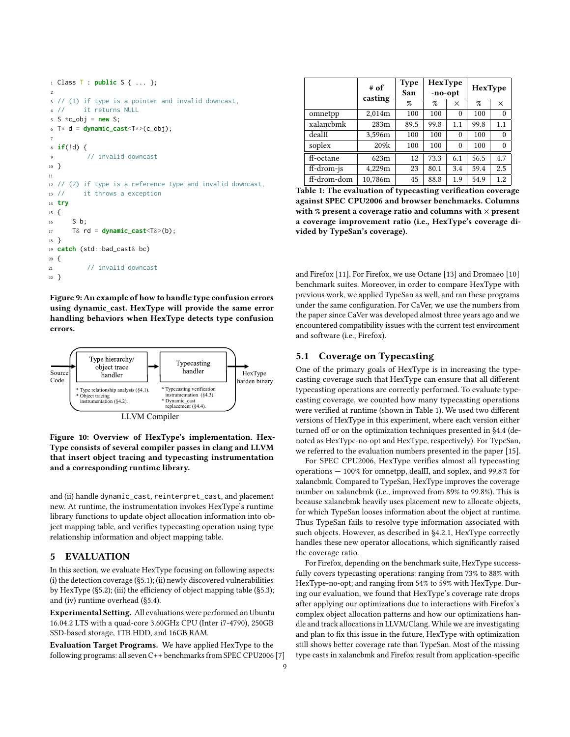```
Class T : public S { ... };

// (1) if type is a pointer and invalid downcast,
//     it returns NULL
S *c_obj = new S;
T* d = dynamic_cast<T*>(c_obj);

if(!d) {
       // invalid downcast
}

// (2) if type is a reference type and invalid downcast,
//     it throws a exception
try
{
    S b;
    T& rd = dynamic_cast<T&>(b);
}
catch (std::bad_cast& bc)
{
       // invalid downcast
}
```

**Figure 9: An example of how to handle type confusion errors using dynamic_cast. HexType will provide the same error handling behaviors when HexType detects type confusion errors.**

Source Code → [LLVM Compiler: Type hierarchy/ object trace handler (* Type relationship analysis (§4.1). * Object tracing instrumentation (§4.2).) → Typecasting handler (* Typecasting verification instrumentation (§4.3). * Dynamic_cast replacement (§4.4).)] → HexType harden binary

**Figure 10: Overview of HexType's implementation. HexType consists of several compiler passes in clang and LLVM that insert object tracing and typecasting instrumentation and a corresponding runtime library.**

and (ii) handle dynamic_cast, reinterpret_cast, and placement new. At runtime, the instrumentation invokes HexType's runtime library functions to update object allocation information into object mapping table, and verifies typecasting operation using type relationship information and object mapping table.

## 5 EVALUATION

In this section, we evaluate HexType focusing on following aspects: (i) the detection coverage (§5.1); (ii) newly discovered vulnerabilities by HexType (§5.2); (iii) the efficiency of object mapping table (§5.3); and (iv) runtime overhead (§5.4).

**Experimental Setting.** All evaluations were performed on Ubuntu 16.04.2 LTS with a quad-core 3.60GHz CPU (Inter i7-4790), 250GB SSD-based storage, 1TB HDD, and 16GB RAM.

**Evaluation Target Programs.** We have applied HexType to the following programs: all seven C++ benchmarks from SPEC CPU2006 [7] and Firefox [11]. For Firefox, we use Octane [13] and Dromaeo [10] benchmark suites. Moreover, in order to compare HexType with previous work, we applied TypeSan as well, and ran these programs under the same configuration. For CaVer, we use the numbers from the paper since CaVer was developed almost three years ago and we encountered compatibility issues with the current test environment and software (i.e., Firefox).

| | # of casting | TypeSan | HexType -no-opt | | HexType | |
|---|---|---|---|---|---|---|
| | | % | % | × | % | × |
| omnetpp | 2,014m | 100 | 100 | 0 | 100 | 0 |
| xalancbmk | 283m | 89.5 | 99.8 | 1.1 | 99.8 | 1.1 |
| dealII | 3,596m | 100 | 100 | 0 | 100 | 0 |
| soplex | 209k | 100 | 100 | 0 | 100 | 0 |
| ff-octane | 623m | 12 | 73.3 | 6.1 | 56.5 | 4.7 |
| ff-drom-js | 4,229m | 23 | 80.1 | 3.4 | 59.4 | 2.5 |
| ff-drom-dom | 10,786m | 45 | 88.8 | 1.9 | 54.9 | 1.2 |

**Table 1: The evaluation of typecasting verification coverage against SPEC CPU2006 and browser benchmarks. Columns with % present a coverage ratio and columns with × present a coverage improvement ratio (i.e., HexType's coverage divided by TypeSan's coverage).**

### 5.1 Coverage on Typecasting

One of the primary goals of HexType is in increasing the typecasting coverage such that HexType can ensure that all different typecasting operations are correctly performed. To evaluate typecasting coverage, we counted how many typecasting operations were verified at runtime (shown in Table 1). We used two different versions of HexType in this experiment, where each version either turned off or on the optimization techniques presented in §4.4 (denoted as HexType-no-opt and HexType, respectively). For TypeSan, we referred to the evaluation numbers presented in the paper [15].

For SPEC CPU2006, HexType verifies almost all typecasting operations — 100% for omnetpp, dealII, and soplex, and 99.8% for xalancbmk. Compared to TypeSan, HexType improves the coverage number on xalancbmk (i.e., improved from 89% to 99.8%). This is because xalancbmk heavily uses placement new to allocate objects, for which TypeSan looses information about the object at runtime. Thus TypeSan fails to resolve type information associated with such objects. However, as described in §4.2.1, HexType correctly handles these new operator allocations, which significantly raised the coverage ratio.

For Firefox, depending on the benchmark suite, HexType successfully covers typecasting operations: ranging from 73% to 88% with HexType-no-opt; and ranging from 54% to 59% with HexType. During our evaluation, we found that HexType's coverage rate drops after applying our optimizations due to interactions with Firefox's complex object allocation patterns and how our optimizations handle and track allocations in LLVM/Clang. While we are investigating and plan to fix this issue in the future, HexType with optimization still shows better coverage rate than TypeSan. Most of the missing type casts in xalancbmk and Firefox result from application-specific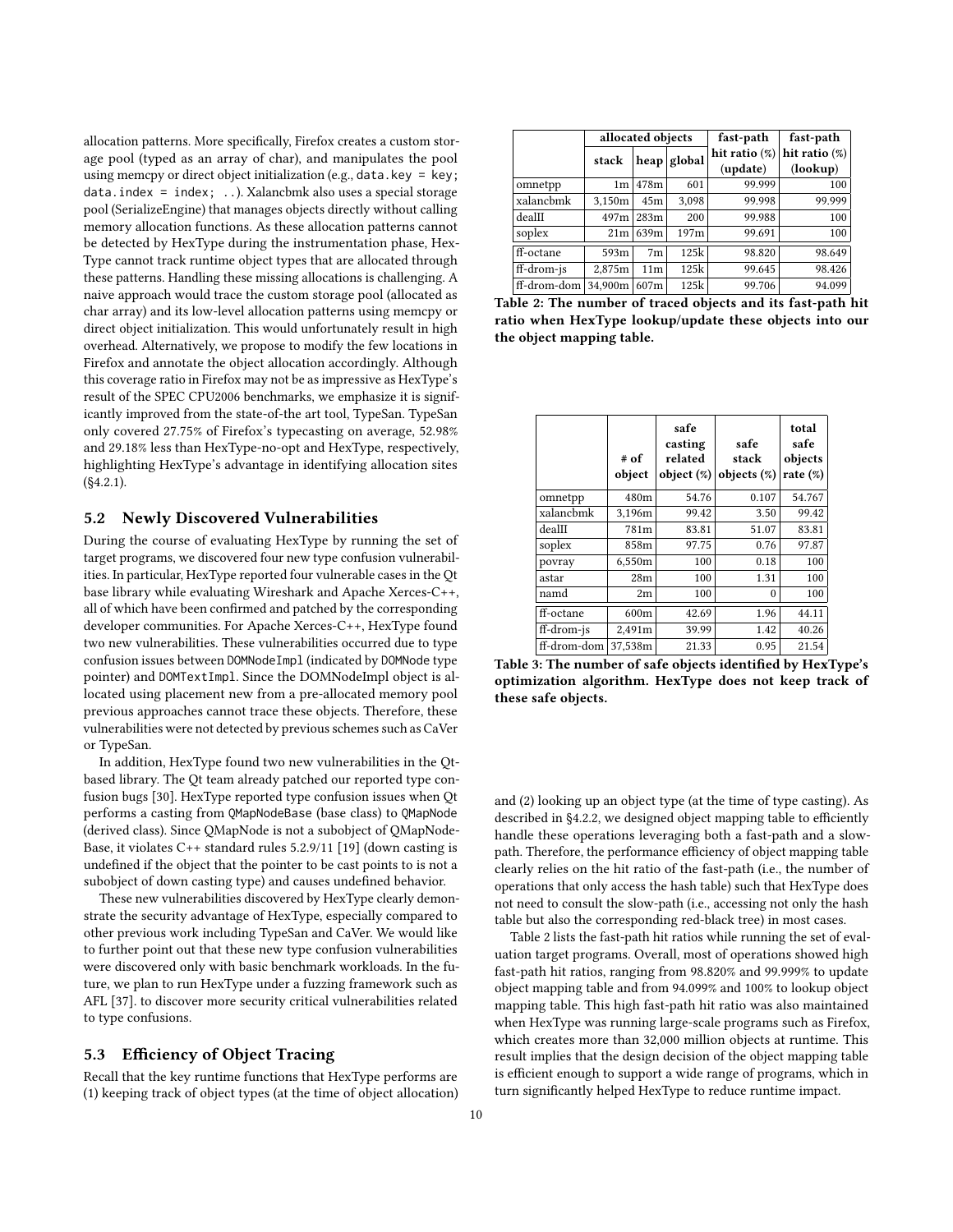allocation patterns. More specifically, Firefox creates a custom storage pool (typed as an array of char), and manipulates the pool using memcpy or direct object initialization (e.g., `data.key = key; data.index = index; ..`). Xalancbmk also uses a special storage pool (SerializeEngine) that manages objects directly without calling memory allocation functions. As these allocation patterns cannot be detected by HexType during the instrumentation phase, HexType cannot track runtime object types that are allocated through these patterns. Handling these missing allocations is challenging. A naive approach would trace the custom storage pool (allocated as char array) and its low-level allocation patterns using memcpy or direct object initialization. This would unfortunately result in high overhead. Alternatively, we propose to modify the few locations in Firefox and annotate the object allocation accordingly. Although this coverage ratio in Firefox may not be as impressive as HexType's result of the SPEC CPU2006 benchmarks, we emphasize it is significantly improved from the state-of-the art tool, TypeSan. TypeSan only covered 27.75% of Firefox's typecasting on average, 52.98% and 29.18% less than HexType-no-opt and HexType, respectively, highlighting HexType's advantage in identifying allocation sites (§4.2.1).

## 5.2 Newly Discovered Vulnerabilities

During the course of evaluating HexType by running the set of target programs, we discovered four new type confusion vulnerabilities. In particular, HexType reported four vulnerable cases in the Qt base library while evaluating Wireshark and Apache Xerces-C++, all of which have been confirmed and patched by the corresponding developer communities. For Apache Xerces-C++, HexType found two new vulnerabilities. These vulnerabilities occurred due to type confusion issues between `DOMNodeImpl` (indicated by `DOMNode` type pointer) and `DOMTextImpl`. Since the DOMNodeImpl object is allocated using placement new from a pre-allocated memory pool previous approaches cannot trace these objects. Therefore, these vulnerabilities were not detected by previous schemes such as CaVer or TypeSan.

In addition, HexType found two new vulnerabilities in the Qt-based library. The Qt team already patched our reported type confusion bugs [30]. HexType reported type confusion issues when Qt performs a casting from `QMapNodeBase` (base class) to `QMapNode` (derived class). Since QMapNode is not a subobject of QMapNodeBase, it violates C++ standard rules 5.2.9/11 [19] (down casting is undefined if the object that the pointer to be cast points to is not a subobject of down casting type) and causes undefined behavior.

These new vulnerabilities discovered by HexType clearly demonstrate the security advantage of HexType, especially compared to other previous work including TypeSan and CaVer. We would like to further point out that these new type confusion vulnerabilities were discovered only with basic benchmark workloads. In the future, we plan to run HexType under a fuzzing framework such as AFL [37]. to discover more security critical vulnerabilities related to type confusions.

## 5.3 Efficiency of Object Tracing

Recall that the key runtime functions that HexType performs are (1) keeping track of object types (at the time of object allocation) and (2) looking up an object type (at the time of type casting). As described in §4.2.2, we designed object mapping table to efficiently handle these operations leveraging both a fast-path and a slow-path. Therefore, the performance efficiency of object mapping table clearly relies on the hit ratio of the fast-path (i.e., the number of operations that only access the hash table) such that HexType does not need to consult the slow-path (i.e., accessing not only the hash table but also the corresponding red-black tree) in most cases.

Table 2 lists the fast-path hit ratios while running the set of evaluation target programs. Overall, most of operations showed high fast-path hit ratios, ranging from 98.820% and 99.999% to update object mapping table and from 94.099% and 100% to lookup object mapping table. This high fast-path hit ratio was also maintained when HexType was running large-scale programs such as Firefox, which creates more than 32,000 million objects at runtime. This result implies that the design decision of the object mapping table is efficient enough to support a wide range of programs, which in turn significantly helped HexType to reduce runtime impact.

| | allocated objects | | | fast-path hit ratio (%) (update) | fast-path hit ratio (%) (lookup) |
|---|---|---|---|---|---|
| | stack | heap | global | | |
| omnetpp | 1m | 478m | 601 | 99.999 | 100 |
| xalancbmk | 3,150m | 45m | 3,098 | 99.998 | 99.999 |
| dealII | 497m | 283m | 200 | 99.988 | 100 |
| soplex | 21m | 639m | 197m | 99.691 | 100 |
| ff-octane | 593m | 7m | 125k | 98.820 | 98.649 |
| ff-drom-js | 2,875m | 11m | 125k | 99.645 | 98.426 |
| ff-drom-dom | 34,900m | 607m | 125k | 99.706 | 94.099 |

**Table 2: The number of traced objects and its fast-path hit ratio when HexType lookup/update these objects into our the object mapping table.**

| | # of object | safe casting related object (%) | safe stack objects (%) | total safe objects rate (%) |
|---|---|---|---|---|
| omnetpp | 480m | 54.76 | 0.107 | 54.767 |
| xalancbmk | 3,196m | 99.42 | 3.50 | 99.42 |
| dealII | 781m | 83.81 | 51.07 | 83.81 |
| soplex | 858m | 97.75 | 0.76 | 97.87 |
| povray | 6,550m | 100 | 0.18 | 100 |
| astar | 28m | 100 | 1.31 | 100 |
| namd | 2m | 100 | 0 | 100 |
| ff-octane | 600m | 42.69 | 1.96 | 44.11 |
| ff-drom-js | 2,491m | 39.99 | 1.42 | 40.26 |
| ff-drom-dom | 37,538m | 21.33 | 0.95 | 21.54 |

**Table 3: The number of safe objects identified by HexType's optimization algorithm. HexType does not keep track of these safe objects.**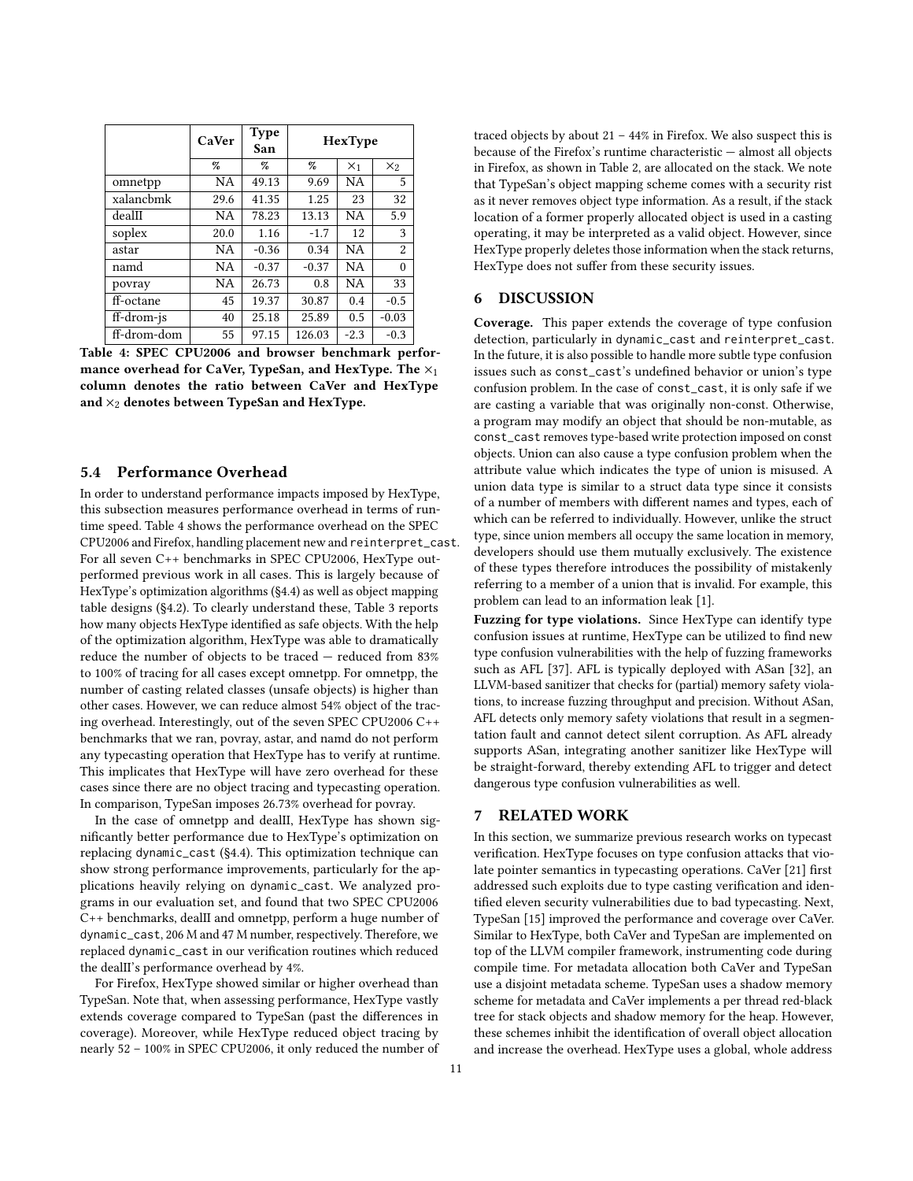| | CaVer | Type San | HexType | | |
|---|---|---|---|---|---|
| | % | % | % | $\times_1$ | $\times_2$ |
| omnetpp | NA | 49.13 | 9.69 | NA | 5 |
| xalancbmk | 29.6 | 41.35 | 1.25 | 23 | 32 |
| dealII | NA | 78.23 | 13.13 | NA | 5.9 |
| soplex | 20.0 | 1.16 | -1.7 | 12 | 3 |
| astar | NA | -0.36 | 0.34 | NA | 2 |
| namd | NA | -0.37 | -0.37 | NA | 0 |
| povray | NA | 26.73 | 0.8 | NA | 33 |
| ff-octane | 45 | 19.37 | 30.87 | 0.4 | -0.5 |
| ff-drom-js | 40 | 25.18 | 25.89 | 0.5 | -0.03 |
| ff-drom-dom | 55 | 97.15 | 126.03 | -2.3 | -0.3 |

**Table 4: SPEC CPU2006 and browser benchmark performance overhead for CaVer, TypeSan, and HexType. The $\times_1$ column denotes the ratio between CaVer and HexType and $\times_2$ denotes between TypeSan and HexType.**

### 5.4 Performance Overhead

In order to understand performance impacts imposed by HexType, this subsection measures performance overhead in terms of runtime speed. Table 4 shows the performance overhead on the SPEC CPU2006 and Firefox, handling placement new and `reinterpret_cast`. For all seven C++ benchmarks in SPEC CPU2006, HexType outperformed previous work in all cases. This is largely because of HexType's optimization algorithms (§4.4) as well as object mapping table designs (§4.2). To clearly understand these, Table 3 reports how many objects HexType identified as safe objects. With the help of the optimization algorithm, HexType was able to dramatically reduce the number of objects to be traced — reduced from 83% to 100% of tracing for all cases except omnetpp. For omnetpp, the number of casting related classes (unsafe objects) is higher than other cases. However, we can reduce almost 54% object of the tracing overhead. Interestingly, out of the seven SPEC CPU2006 C++ benchmarks that we ran, povray, astar, and namd do not perform any typecasting operation that HexType has to verify at runtime. This implicates that HexType will have zero overhead for these cases since there are no object tracing and typecasting operation. In comparison, TypeSan imposes 26.73% overhead for povray.

In the case of omnetpp and dealII, HexType has shown significantly better performance due to HexType's optimization on replacing `dynamic_cast` (§4.4). This optimization technique can show strong performance improvements, particularly for the applications heavily relying on `dynamic_cast`. We analyzed programs in our evaluation set, and found that two SPEC CPU2006 C++ benchmarks, dealII and omnetpp, perform a huge number of `dynamic_cast`, 206 M and 47 M number, respectively. Therefore, we replaced `dynamic_cast` in our verification routines which reduced the dealII's performance overhead by 4%.

For Firefox, HexType showed similar or higher overhead than TypeSan. Note that, when assessing performance, HexType vastly extends coverage compared to TypeSan (past the differences in coverage). Moreover, while HexType reduced object tracing by nearly 52 – 100% in SPEC CPU2006, it only reduced the number of traced objects by about 21 – 44% in Firefox. We also suspect this is because of the Firefox's runtime characteristic — almost all objects in Firefox, as shown in Table 2, are allocated on the stack. We note that TypeSan's object mapping scheme comes with a security rist as it never removes object type information. As a result, if the stack location of a former properly allocated object is used in a casting operating, it may be interpreted as a valid object. However, since HexType properly deletes those information when the stack returns, HexType does not suffer from these security issues.

## 6 DISCUSSION

**Coverage.** This paper extends the coverage of type confusion detection, particularly in `dynamic_cast` and `reinterpret_cast`. In the future, it is also possible to handle more subtle type confusion issues such as `const_cast`'s undefined behavior or union's type confusion problem. In the case of `const_cast`, it is only safe if we are casting a variable that was originally non-const. Otherwise, a program may modify an object that should be non-mutable, as `const_cast` removes type-based write protection imposed on const objects. Union can also cause a type confusion problem when the attribute value which indicates the type of union is misused. A union data type is similar to a struct data type since it consists of a number of members with different names and types, each of which can be referred to individually. However, unlike the struct type, since union members all occupy the same location in memory, developers should use them mutually exclusively. The existence of these types therefore introduces the possibility of mistakenly referring to a member of a union that is invalid. For example, this problem can lead to an information leak [1].

**Fuzzing for type violations.** Since HexType can identify type confusion issues at runtime, HexType can be utilized to find new type confusion vulnerabilities with the help of fuzzing frameworks such as AFL [37]. AFL is typically deployed with ASan [32], an LLVM-based sanitizer that checks for (partial) memory safety violations, to increase fuzzing throughput and precision. Without ASan, AFL detects only memory safety violations that result in a segmentation fault and cannot detect silent corruption. As AFL already supports ASan, integrating another sanitizer like HexType will be straight-forward, thereby extending AFL to trigger and detect dangerous type confusion vulnerabilities as well.

## 7 RELATED WORK

In this section, we summarize previous research works on typecast verification. HexType focuses on type confusion attacks that violate pointer semantics in typecasting operations. CaVer [21] first addressed such exploits due to type casting verification and identified eleven security vulnerabilities due to bad typecasting. Next, TypeSan [15] improved the performance and coverage over CaVer. Similar to HexType, both CaVer and TypeSan are implemented on top of the LLVM compiler framework, instrumenting code during compile time. For metadata allocation both CaVer and TypeSan use a disjoint metadata scheme. TypeSan uses a shadow memory scheme for metadata and CaVer implements a per thread red-black tree for stack objects and shadow memory for the heap. However, these schemes inhibit the identification of overall object allocation and increase the overhead. HexType uses a global, whole address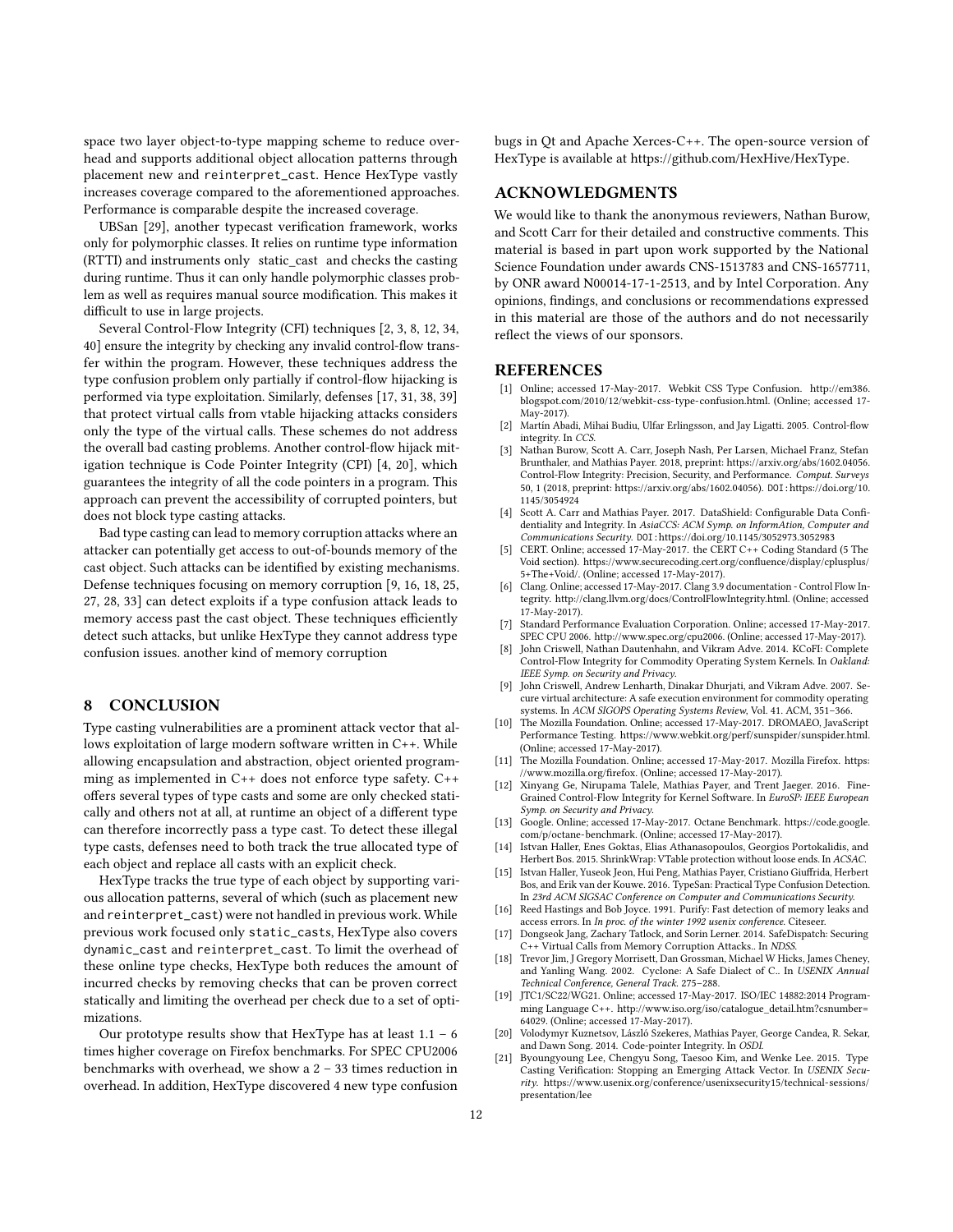space two layer object-to-type mapping scheme to reduce overhead and supports additional object allocation patterns through placement new and reinterpret_cast. Hence HexType vastly increases coverage compared to the aforementioned approaches. Performance is comparable despite the increased coverage.

UBSan [29], another typecast verification framework, works only for polymorphic classes. It relies on runtime type information (RTTI) and instruments only static_cast and checks the casting during runtime. Thus it can only handle polymorphic classes problem as well as requires manual source modification. This makes it difficult to use in large projects.

Several Control-Flow Integrity (CFI) techniques [2, 3, 8, 12, 34, 40] ensure the integrity by checking any invalid control-flow transfer within the program. However, these techniques address the type confusion problem only partially if control-flow hijacking is performed via type exploitation. Similarly, defenses [17, 31, 38, 39] that protect virtual calls from vtable hijacking attacks considers only the type of the virtual calls. These schemes do not address the overall bad casting problems. Another control-flow hijack mitigation technique is Code Pointer Integrity (CPI) [4, 20], which guarantees the integrity of all the code pointers in a program. This approach can prevent the accessibility of corrupted pointers, but does not block type casting attacks.

Bad type casting can lead to memory corruption attacks where an attacker can potentially get access to out-of-bounds memory of the cast object. Such attacks can be identified by existing mechanisms. Defense techniques focusing on memory corruption [9, 16, 18, 25, 27, 28, 33] can detect exploits if a type confusion attack leads to memory access past the cast object. These techniques efficiently detect such attacks, but unlike HexType they cannot address type confusion issues. another kind of memory corruption

## 8 CONCLUSION

Type casting vulnerabilities are a prominent attack vector that allows exploitation of large modern software written in C++. While allowing encapsulation and abstraction, object oriented programming as implemented in C++ does not enforce type safety. C++ offers several types of type casts and some are only checked statically and others not at all, at runtime an object of a different type can therefore incorrectly pass a type cast. To detect these illegal type casts, defenses need to both track the true allocated type of each object and replace all casts with an explicit check.

HexType tracks the true type of each object by supporting various allocation patterns, several of which (such as placement new and reinterpret_cast) were not handled in previous work. While previous work focused only static_casts, HexType also covers dynamic_cast and reinterpret_cast. To limit the overhead of these online type checks, HexType both reduces the amount of incurred checks by removing checks that can be proven correct statically and limiting the overhead per check due to a set of optimizations.

Our prototype results show that HexType has at least 1.1 – 6 times higher coverage on Firefox benchmarks. For SPEC CPU2006 benchmarks with overhead, we show a 2 – 33 times reduction in overhead. In addition, HexType discovered 4 new type confusion bugs in Qt and Apache Xerces-C++. The open-source version of HexType is available at https://github.com/HexHive/HexType.

## ACKNOWLEDGMENTS

We would like to thank the anonymous reviewers, Nathan Burow, and Scott Carr for their detailed and constructive comments. This material is based in part upon work supported by the National Science Foundation under awards CNS-1513783 and CNS-1657711, by ONR award N00014-17-1-2513, and by Intel Corporation. Any opinions, findings, and conclusions or recommendations expressed in this material are those of the authors and do not necessarily reflect the views of our sponsors.

## REFERENCES

[1] Online; accessed 17-May-2017. Webkit CSS Type Confusion. http://em386.blogspot.com/2010/12/webkit-css-type-confusion.html. (Online; accessed 17-May-2017).

[2] Martín Abadi, Mihai Budiu, Ulfar Erlingsson, and Jay Ligatti. 2005. Control-flow integrity. In *CCS*.

[3] Nathan Burow, Scott A. Carr, Joseph Nash, Per Larsen, Michael Franz, Stefan Brunthaler, and Mathias Payer. 2018, preprint: https://arxiv.org/abs/1602.04056. Control-Flow Integrity: Precision, Security, and Performance. *Comput. Surveys* 50, 1 (2018, preprint: https://arxiv.org/abs/1602.04056). DOI: https://doi.org/10.1145/3054924

[4] Scott A. Carr and Mathias Payer. 2017. DataShield: Configurable Data Confidentiality and Integrity. In *AsiaCCS: ACM Symp. on InformAtion, Computer and Communications Security*. DOI: https://doi.org/10.1145/3052973.3052983

[5] CERT. Online; accessed 17-May-2017. the CERT C++ Coding Standard (5 The Void section). https://www.securecoding.cert.org/confluence/display/cplusplus/5+The+Void/. (Online; accessed 17-May-2017).

[6] Clang. Online; accessed 17-May-2017. Clang 3.9 documentation - Control Flow Integrity. http://clang.llvm.org/docs/ControlFlowIntegrity.html. (Online; accessed 17-May-2017).

[7] Standard Performance Evaluation Corporation. Online; accessed 17-May-2017. SPEC CPU 2006. http://www.spec.org/cpu2006. (Online; accessed 17-May-2017).

[8] John Criswell, Nathan Dautenhahn, and Vikram Adve. 2014. KCoFI: Complete Control-Flow Integrity for Commodity Operating System Kernels. In *Oakland: IEEE Symp. on Security and Privacy*.

[9] John Criswell, Andrew Lenharth, Dinakar Dhurjati, and Vikram Adve. 2007. Secure virtual architecture: A safe execution environment for commodity operating systems. In *ACM SIGOPS Operating Systems Review*, Vol. 41. ACM, 351–366.

[10] The Mozilla Foundation. Online; accessed 17-May-2017. DROMAEO, JavaScript Performance Testing. https://www.webkit.org/perf/sunspider/sunspider.html. (Online; accessed 17-May-2017).

[11] The Mozilla Foundation. Online; accessed 17-May-2017. Mozilla Firefox. https://www.mozilla.org/firefox. (Online; accessed 17-May-2017).

[12] Xinyang Ge, Nirupama Talele, Mathias Payer, and Trent Jaeger. 2016. Fine-Grained Control-Flow Integrity for Kernel Software. In *EuroSP: IEEE European Symp. on Security and Privacy*.

[13] Google. Online; accessed 17-May-2017. Octane Benchmark. https://code.google.com/p/octane-benchmark. (Online; accessed 17-May-2017).

[14] Istvan Haller, Enes Goktas, Elias Athanasopoulos, Georgios Portokalidis, and Herbert Bos. 2015. ShrinkWrap: VTable protection without loose ends. In *ACSAC*.

[15] Istvan Haller, Yuseok Jeon, Hui Peng, Mathias Payer, Cristiano Giuffrida, Herbert Bos, and Erik van der Kouwe. 2016. TypeSan: Practical Type Confusion Detection. In *23rd ACM SIGSAC Conference on Computer and Communications Security*.

[16] Reed Hastings and Bob Joyce. 1991. Purify: Fast detection of memory leaks and access errors. In *In proc. of the winter 1992 usenix conference*. Citeseer.

[17] Dongseok Jang, Zachary Tatlock, and Sorin Lerner. 2014. SafeDispatch: Securing C++ Virtual Calls from Memory Corruption Attacks.. In *NDSS*.

[18] Trevor Jim, J Gregory Morrisett, Dan Grossman, Michael W Hicks, James Cheney, and Yanling Wang. 2002. Cyclone: A Safe Dialect of C.. In *USENIX Annual Technical Conference, General Track*. 275–288.

[19] JTC1/SC22/WG21. Online; accessed 17-May-2017. ISO/IEC 14882:2014 Programming Language C++. http://www.iso.org/iso/catalogue_detail.htm?csnumber=64029. (Online; accessed 17-May-2017).

[20] Volodymyr Kuznetsov, László Szekeres, Mathias Payer, George Candea, R. Sekar, and Dawn Song. 2014. Code-pointer Integrity. In *OSDI*.

[21] Byoungyoung Lee, Chengyu Song, Taesoo Kim, and Wenke Lee. 2015. Type Casting Verification: Stopping an Emerging Attack Vector. In *USENIX Security*. https://www.usenix.org/conference/usenixsecurity15/technical-sessions/presentation/lee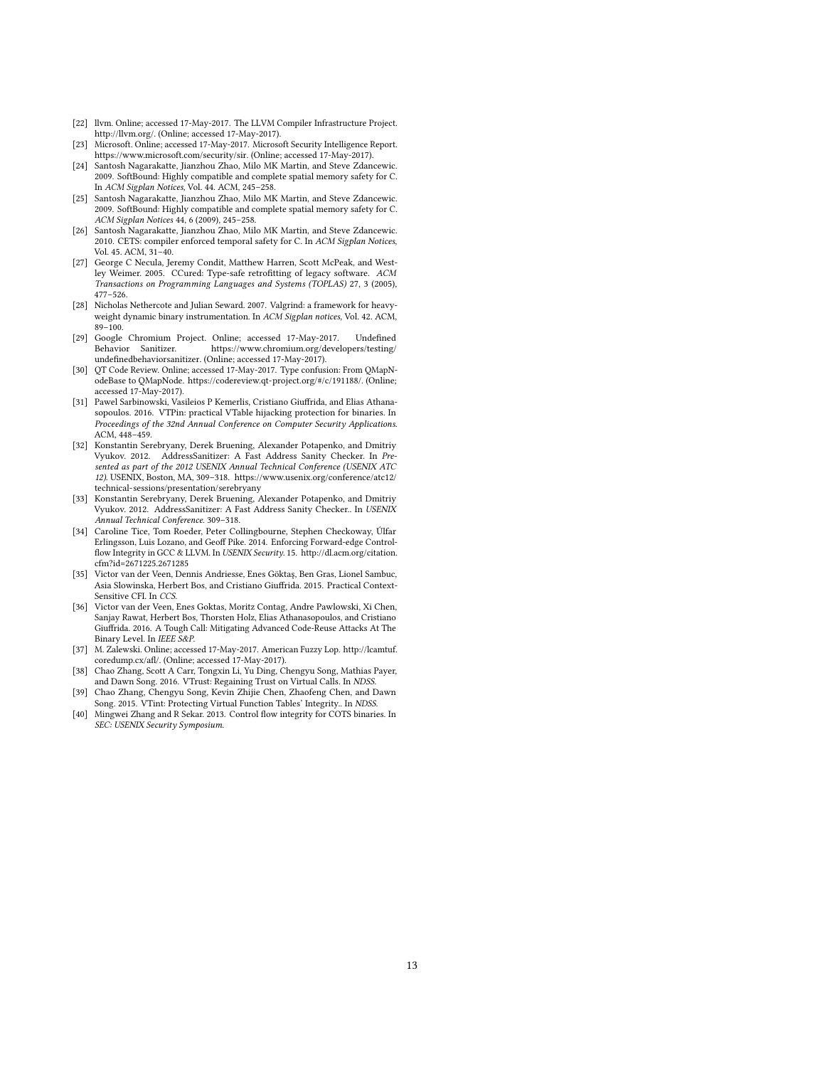- [22] llvm. Online; accessed 17-May-2017. The LLVM Compiler Infrastructure Project. http://llvm.org/. (Online; accessed 17-May-2017).
- [23] Microsoft. Online; accessed 17-May-2017. Microsoft Security Intelligence Report. https://www.microsoft.com/security/sir. (Online; accessed 17-May-2017).
- [24] Santosh Nagarakatte, Jianzhou Zhao, Milo MK Martin, and Steve Zdancewic. 2009. SoftBound: Highly compatible and complete spatial memory safety for C. In *ACM Sigplan Notices*, Vol. 44. ACM, 245–258.
- [25] Santosh Nagarakatte, Jianzhou Zhao, Milo MK Martin, and Steve Zdancewic. 2009. SoftBound: Highly compatible and complete spatial memory safety for C. *ACM Sigplan Notices* 44, 6 (2009), 245–258.
- [26] Santosh Nagarakatte, Jianzhou Zhao, Milo MK Martin, and Steve Zdancewic. 2010. CETS: compiler enforced temporal safety for C. In *ACM Sigplan Notices*, Vol. 45. ACM, 31–40.
- [27] George C Necula, Jeremy Condit, Matthew Harren, Scott McPeak, and Westley Weimer. 2005. CCured: Type-safe retrofitting of legacy software. *ACM Transactions on Programming Languages and Systems (TOPLAS)* 27, 3 (2005), 477–526.
- [28] Nicholas Nethercote and Julian Seward. 2007. Valgrind: a framework for heavyweight dynamic binary instrumentation. In *ACM Sigplan notices*, Vol. 42. ACM, 89–100.
- [29] Google Chromium Project. Online; accessed 17-May-2017. Undefined Behavior Sanitizer. https://www.chromium.org/developers/testing/undefinedbehaviorsanitizer. (Online; accessed 17-May-2017).
- [30] QT Code Review. Online; accessed 17-May-2017. Type confusion: From QMapNodeBase to QMapNode. https://codereview.qt-project.org/#/c/191188/. (Online; accessed 17-May-2017).
- [31] Pawel Sarbinowski, Vasileios P Kemerlis, Cristiano Giuffrida, and Elias Athanasopoulos. 2016. VTPin: practical VTable hijacking protection for binaries. In *Proceedings of the 32nd Annual Conference on Computer Security Applications*. ACM, 448–459.
- [32] Konstantin Serebryany, Derek Bruening, Alexander Potapenko, and Dmitriy Vyukov. 2012. AddressSanitizer: A Fast Address Sanity Checker. In *Presented as part of the 2012 USENIX Annual Technical Conference (USENIX ATC 12)*. USENIX, Boston, MA, 309–318. https://www.usenix.org/conference/atc12/technical-sessions/presentation/serebryany
- [33] Konstantin Serebryany, Derek Bruening, Alexander Potapenko, and Dmitriy Vyukov. 2012. AddressSanitizer: A Fast Address Sanity Checker.. In *USENIX Annual Technical Conference*. 309–318.
- [34] Caroline Tice, Tom Roeder, Peter Collingbourne, Stephen Checkoway, Úlfar Erlingsson, Luis Lozano, and Geoff Pike. 2014. Enforcing Forward-edge Control-flow Integrity in GCC & LLVM. In *USENIX Security*. 15. http://dl.acm.org/citation.cfm?id=2671225.2671285
- [35] Victor van der Veen, Dennis Andriesse, Enes Göktaş, Ben Gras, Lionel Sambuc, Asia Slowinska, Herbert Bos, and Cristiano Giuffrida. 2015. Practical Context-Sensitive CFI. In *CCS*.
- [36] Victor van der Veen, Enes Goktas, Moritz Contag, Andre Pawlowski, Xi Chen, Sanjay Rawat, Herbert Bos, Thorsten Holz, Elias Athanasopoulos, and Cristiano Giuffrida. 2016. A Tough Call: Mitigating Advanced Code-Reuse Attacks At The Binary Level. In *IEEE S&P*.
- [37] M. Zalewski. Online; accessed 17-May-2017. American Fuzzy Lop. http://lcamtuf.coredump.cx/afl/. (Online; accessed 17-May-2017).
- [38] Chao Zhang, Scott A Carr, Tongxin Li, Yu Ding, Chengyu Song, Mathias Payer, and Dawn Song. 2016. VTrust: Regaining Trust on Virtual Calls. In *NDSS*.
- [39] Chao Zhang, Chengyu Song, Kevin Zhijie Chen, Zhaofeng Chen, and Dawn Song. 2015. VTint: Protecting Virtual Function Tables' Integrity.. In *NDSS*.
- [40] Mingwei Zhang and R Sekar. 2013. Control flow integrity for COTS binaries. In *SEC: USENIX Security Symposium*.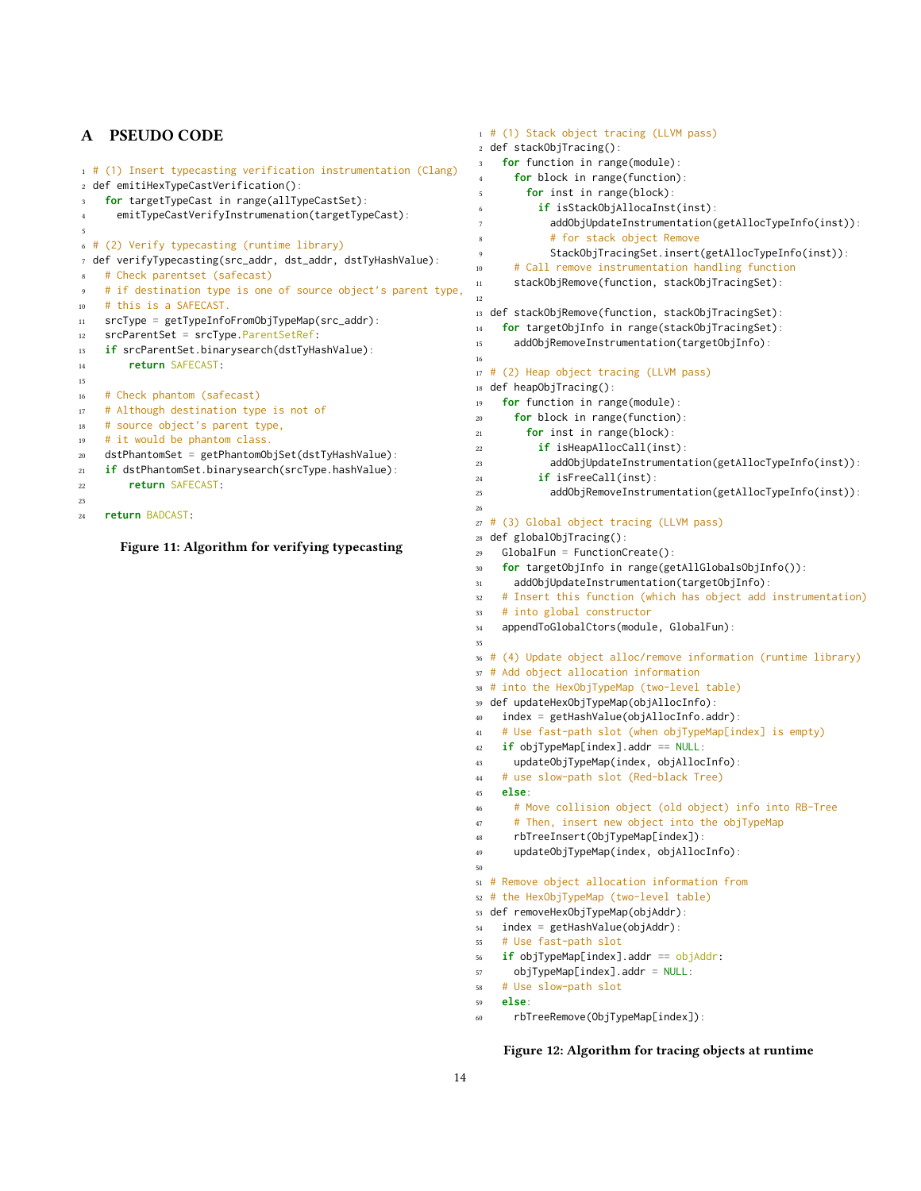# A PSEUDO CODE

```
# (1) Insert typecasting verification instrumentation (Clang)
def emitiHexTypeCastVerification():
  for targetTypeCast in range(allTypeCastSet):
    emitTypeCastVerifyInstrumenation(targetTypeCast):

# (2) Verify typecasting (runtime library)
def verifyTypecasting(src_addr, dst_addr, dstTyHashValue):
  # Check parentset (safecast)
  # if destination type is one of source object's parent type,
  # this is a SAFECAST.
  srcType = getTypeInfoFromObjTypeMap(src_addr):
  srcParentSet = srcType.ParentSetRef:
  if srcParentSet.binarysearch(dstTyHashValue):
      return SAFECAST:

  # Check phantom (safecast)
  # Although destination type is not of
  # source object's parent type,
  # it would be phantom class.
  dstPhantomSet = getPhantomObjSet(dstTyHashValue):
  if dstPhantomSet.binarysearch(srcType.hashValue):
      return SAFECAST:

  return BADCAST:
```

**Figure 11: Algorithm for verifying typecasting**

```
# (1) Stack object tracing (LLVM pass)
def stackObjTracing():
  for function in range(module):
    for block in range(function):
      for inst in range(block):
        if isStackObjAllocaInst(inst):
          addObjUpdateInstrumentation(getAllocTypeInfo(inst)):
          # for stack object Remove
          StackObjTracingSet.insert(getAllocTypeInfo(inst)):
    # Call remove instrumentation handling function
    stackObjRemove(function, stackObjTracingSet):

def stackObjRemove(function, stackObjTracingSet):
  for targetObjInfo in range(stackObjTracingSet):
    addObjRemoveInstrumentation(targetObjInfo):

# (2) Heap object tracing (LLVM pass)
def heapObjTracing():
  for function in range(module):
    for block in range(function):
      for inst in range(block):
        if isHeapAllocCall(inst):
          addObjUpdateInstrumentation(getAllocTypeInfo(inst)):
        if isFreeCall(inst):
          addObjRemoveInstrumentation(getAllocTypeInfo(inst)):

# (3) Global object tracing (LLVM pass)
def globalObjTracing():
  GlobalFun = FunctionCreate():
  for targetObjInfo in range(getAllGlobalsObjInfo()):
    addObjUpdateInstrumentation(targetObjInfo):
  # Insert this function (which has object add instrumentation)
  # into global constructor
  appendToGlobalCtors(module, GlobalFun):

# (4) Update object alloc/remove information (runtime library)
# Add object allocation information
# into the HexObjTypeMap (two-level table)
def updateHexObjTypeMap(objAllocInfo):
  index = getHashValue(objAllocInfo.addr):
  # Use fast-path slot (when objTypeMap[index] is empty)
  if objTypeMap[index].addr == NULL:
    updateObjTypeMap(index, objAllocInfo):
  # use slow-path slot (Red-black Tree)
  else:
    # Move collision object (old object) info into RB-Tree
    # Then, insert new object into the objTypeMap
    rbTreeInsert(ObjTypeMap[index]):
    updateObjTypeMap(index, objAllocInfo):

# Remove object allocation information from
# the HexObjTypeMap (two-level table)
def removeHexObjTypeMap(objAddr):
  index = getHashValue(objAddr):
  # Use fast-path slot
  if objTypeMap[index].addr == objAddr:
    objTypeMap[index].addr = NULL:
  # Use slow-path slot
  else:
    rbTreeRemove(ObjTypeMap[index]):
```

**Figure 12: Algorithm for tracing objects at runtime**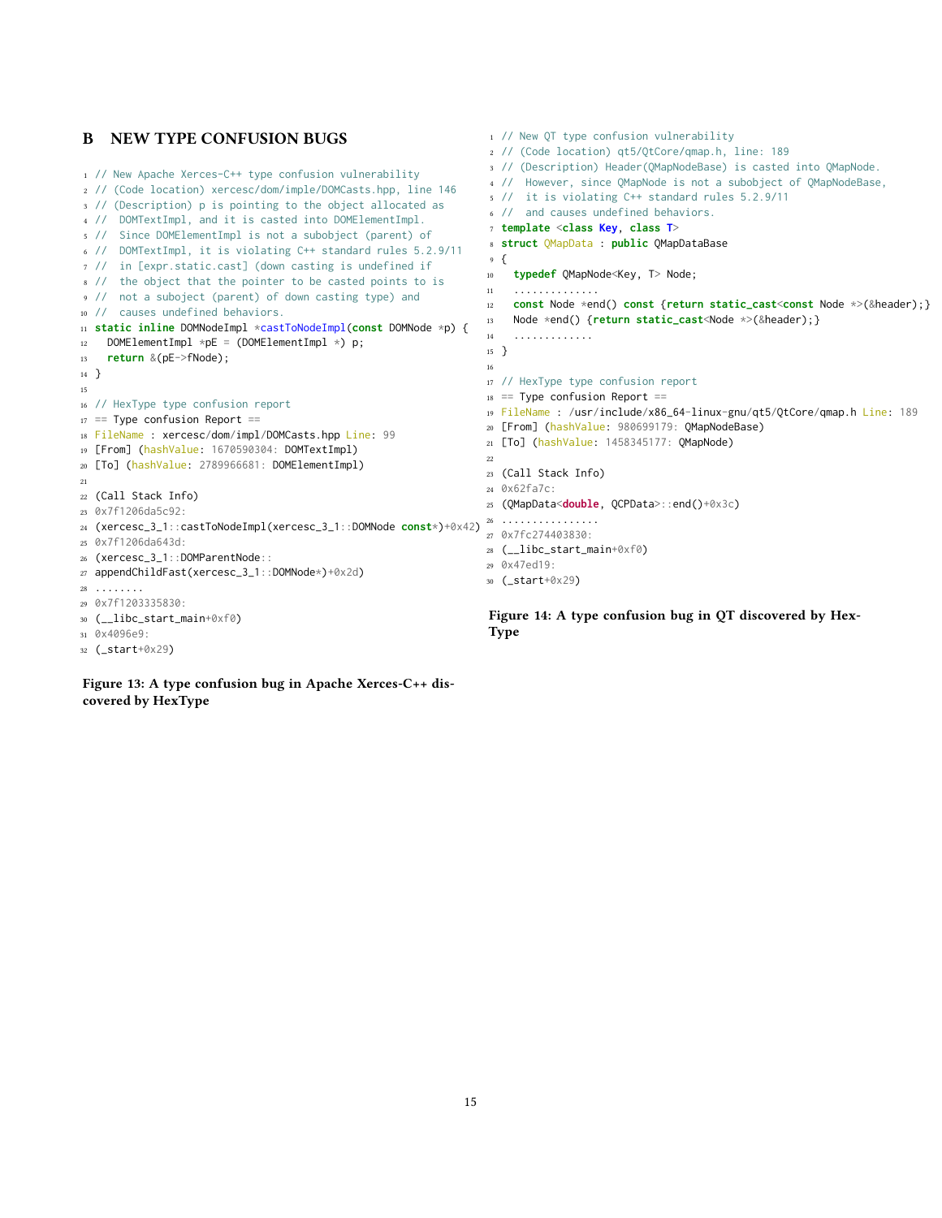## B NEW TYPE CONFUSION BUGS

```
// New Apache Xerces-C++ type confusion vulnerability
// (Code location) xercesc/dom/imple/DOMCasts.hpp, line 146
// (Description) p is pointing to the object allocated as
//  DOMTextImpl, and it is casted into DOMElementImpl.
//  Since DOMElementImpl is not a subobject (parent) of
//  DOMTextImpl, it is violating C++ standard rules 5.2.9/11
//  in [expr.static.cast] (down casting is undefined if
//  the object that the pointer to be casted points to is
//  not a subobject (parent) of down casting type) and
//  causes undefined behaviors.
static inline DOMNodeImpl *castToNodeImpl(const DOMNode *p) {
  DOMElementImpl *pE = (DOMElementImpl *) p;
  return &(pE->fNode);
}

// HexType type confusion report
== Type confusion Report ==
FileName : xercesc/dom/impl/DOMCasts.hpp Line: 99
[From] (hashValue: 1670590304: DOMTextImpl)
[To] (hashValue: 2789966681: DOMElementImpl)

(Call Stack Info)
0x7f1206da5c92:
(xercesc_3_1::castToNodeImpl(xercesc_3_1::DOMNode const*)+0x42)
0x7f1206da643d:
(xercesc_3_1::DOMParentNode::
appendChildFast(xercesc_3_1::DOMNode*)+0x2d)
........
0x7f1203335830:
(__libc_start_main+0xf0)
0x4096e9:
(_start+0x29)
```

**Figure 13: A type confusion bug in Apache Xerces-C++ discovered by HexType**

```
// New QT type confusion vulnerability
// (Code location) qt5/QtCore/qmap.h, line: 189
// (Description) Header(QMapNodeBase) is casted into QMapNode.
//  However, since QMapNode is not a subobject of QMapNodeBase,
//  it is violating C++ standard rules 5.2.9/11
//  and causes undefined behaviors.
template <class Key, class T>
struct QMapData : public QMapDataBase
{
  typedef QMapNode<Key, T> Node;
  .............
  const Node *end() const {return static_cast<const Node *>(&header);}
  Node *end() {return static_cast<Node *>(&header);}
  ............
}

// HexType type confusion report
== Type confusion Report ==
FileName : /usr/include/x86_64-linux-gnu/qt5/QtCore/qmap.h Line: 189
[From] (hashValue: 980699179: QMapNodeBase)
[To] (hashValue: 1458345177: QMapNode)

(Call Stack Info)
0x62fa7c:
(QMapData<double, QCPData>::end()+0x3c)
...............
0x7fc274403830:
(__libc_start_main+0xf0)
0x47ed19:
(_start+0x29)
```

**Figure 14: A type confusion bug in QT discovered by HexType**